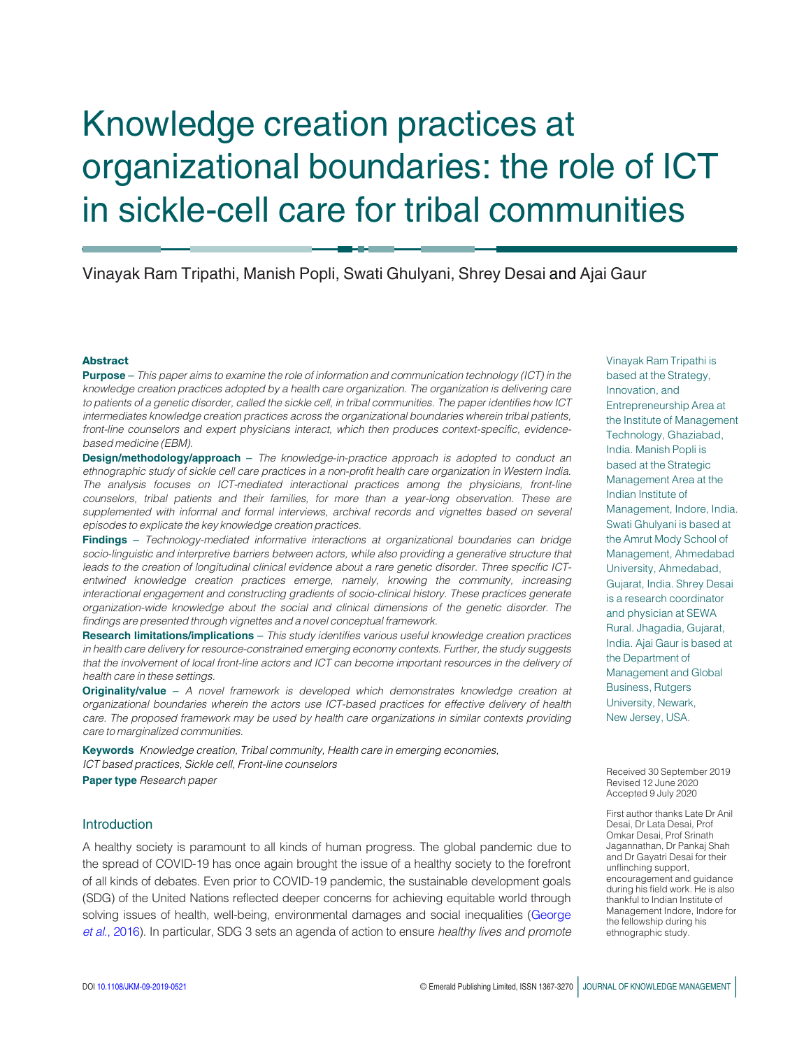# Knowledge creation practices at organizational boundaries: the role of ICT in sickle-cell care for tribal communities

Vinayak Ram Tripathi, Manish Popli, Swati Ghulyani, Shrey Desai and Ajai Gaur

Vinayak Ram Tripathi is based at the Strategy, Innovation, and Entrepreneurship Area at the Institute of Management Technology, Ghaziabad, India. Manish Popli is based at the Strategic Management Area at the Indian Institute of Management, Indore, India. Swati Ghulyani is based at the Amrut Mody School of Management, Ahmedabad University, Ahmedabad, Gujarat, India. Shrey Desai is a research coordinator and physician at SEWA Rural. Jhagadia, Gujarat, India. Ajai Gaur is based at the Department of Management and Global Business, Rutgers University, Newark, New Jersey, USA.

### Abstract

**Purpose** – *This paper aims to examine the role of information and communication technology (ICT) in the knowledge creation practices adopted by a health care organization. The organization is delivering care to patients of a genetic disorder, called the sickle cell, in tribal communities. The paper identifies how ICT intermediates knowledge creation practices across the organizational boundaries wherein tribal patients, front-line counselors and expert physicians interact, which then produces context-specific, evidence-based medicine (EBM).*

**Design/methodology/approach** – *The knowledge-in-practice approach is adopted to conduct an ethnographic study of sickle cell care practices in a non-profit health care organization in Western India. The analysis focuses on ICT-mediated interactional practices among the physicians, front-line counselors, tribal patients and their families, for more than a year-long observation. These are supplemented with informal and formal interviews, archival records and vignettes based on several episodes to explicate the key knowledge creation practices.*

**Findings** – *Technology-mediated informative interactions at organizational boundaries can bridge socio-linguistic and interpretive barriers between actors, while also providing a generative structure that leads to the creation of longitudinal clinical evidence about a rare genetic disorder. Three specific ICT-entwined knowledge creation practices emerge, namely, knowing the community, increasing interactional engagement and constructing gradients of socio-clinical history. These practices generate organization-wide knowledge about the social and clinical dimensions of the genetic disorder. The findings are presented through vignettes and a novel conceptual framework.*

**Research limitations/implications** – *This study identifies various useful knowledge creation practices in health care delivery for resource-constrained emerging economy contexts. Further, the study suggests that the involvement of local front-line actors and ICT can become important resources in the delivery of health care in these settings.*

**Originality/value** – *A novel framework is developed which demonstrates knowledge creation at organizational boundaries wherein the actors use ICT-based practices for effective delivery of health care. The proposed framework may be used by health care organizations in similar contexts providing care to marginalized communities.*

**Keywords** *Knowledge creation, Tribal community, Health care in emerging economies, ICT based practices, Sickle cell, Front-line counselors*

**Paper type** *Research paper*

Received 30 September 2019
Revised 12 June 2020
Accepted 9 July 2020

First author thanks Late Dr Anil Desai, Dr Lata Desai, Prof Omkar Desai, Prof Srinath Jagannathan, Dr Pankaj Shah and Dr Gayatri Desai for their unflinching support, encouragement and guidance during his field work. He is also thankful to Indian Institute of Management Indore, Indore for the fellowship during his ethnographic study.

## Introduction

A healthy society is paramount to all kinds of human progress. The global pandemic due to the spread of COVID-19 has once again brought the issue of a healthy society to the forefront of all kinds of debates. Even prior to COVID-19 pandemic, the sustainable development goals (SDG) of the United Nations reflected deeper concerns for achieving equitable world through solving issues of health, well-being, environmental damages and social inequalities (George *et al.*, 2016). In particular, SDG 3 sets an agenda of action to ensure *healthy lives and promote*

DOI 10.1108/JKM-09-2019-0521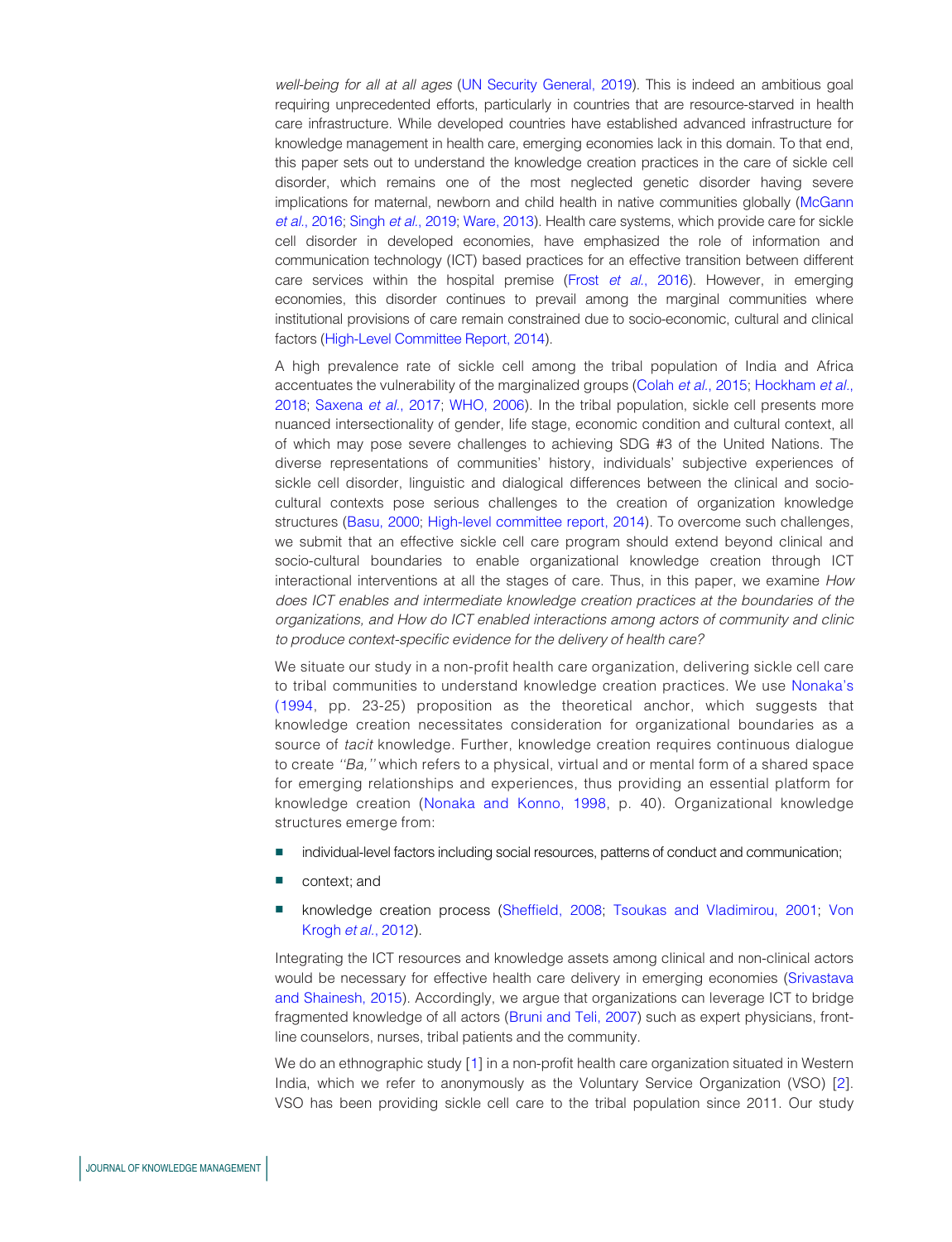*well-being for all at all ages* (UN Security General, 2019). This is indeed an ambitious goal requiring unprecedented efforts, particularly in countries that are resource-starved in health care infrastructure. While developed countries have established advanced infrastructure for knowledge management in health care, emerging economies lack in this domain. To that end, this paper sets out to understand the knowledge creation practices in the care of sickle cell disorder, which remains one of the most neglected genetic disorder having severe implications for maternal, newborn and child health in native communities globally (McGann *et al.*, 2016; Singh *et al.*, 2019; Ware, 2013). Health care systems, which provide care for sickle cell disorder in developed economies, have emphasized the role of information and communication technology (ICT) based practices for an effective transition between different care services within the hospital premise (Frost *et al.*, 2016). However, in emerging economies, this disorder continues to prevail among the marginal communities where institutional provisions of care remain constrained due to socio-economic, cultural and clinical factors (High-Level Committee Report, 2014).

A high prevalence rate of sickle cell among the tribal population of India and Africa accentuates the vulnerability of the marginalized groups (Colah *et al.*, 2015; Hockham *et al.*, 2018; Saxena *et al.*, 2017; WHO, 2006). In the tribal population, sickle cell presents more nuanced intersectionality of gender, life stage, economic condition and cultural context, all of which may pose severe challenges to achieving SDG #3 of the United Nations. The diverse representations of communities' history, individuals' subjective experiences of sickle cell disorder, linguistic and dialogical differences between the clinical and socio-cultural contexts pose serious challenges to the creation of organization knowledge structures (Basu, 2000; High-level committee report, 2014). To overcome such challenges, we submit that an effective sickle cell care program should extend beyond clinical and socio-cultural boundaries to enable organizational knowledge creation through ICT interactional interventions at all the stages of care. Thus, in this paper, we examine *How does ICT enables and intermediate knowledge creation practices at the boundaries of the organizations, and How do ICT enabled interactions among actors of community and clinic to produce context-specific evidence for the delivery of health care?*

We situate our study in a non-profit health care organization, delivering sickle cell care to tribal communities to understand knowledge creation practices. We use Nonaka's (1994, pp. 23-25) proposition as the theoretical anchor, which suggests that knowledge creation necessitates consideration for organizational boundaries as a source of *tacit* knowledge. Further, knowledge creation requires continuous dialogue to create *''Ba,''* which refers to a physical, virtual and or mental form of a shared space for emerging relationships and experiences, thus providing an essential platform for knowledge creation (Nonaka and Konno, 1998, p. 40). Organizational knowledge structures emerge from:

- individual-level factors including social resources, patterns of conduct and communication;
- context; and
- knowledge creation process (Sheffield, 2008; Tsoukas and Vladimirou, 2001; Von Krogh *et al.*, 2012).

Integrating the ICT resources and knowledge assets among clinical and non-clinical actors would be necessary for effective health care delivery in emerging economies (Srivastava and Shainesh, 2015). Accordingly, we argue that organizations can leverage ICT to bridge fragmented knowledge of all actors (Bruni and Teli, 2007) such as expert physicians, front-line counselors, nurses, tribal patients and the community.

We do an ethnographic study [1] in a non-profit health care organization situated in Western India, which we refer to anonymously as the Voluntary Service Organization (VSO) [2]. VSO has been providing sickle cell care to the tribal population since 2011. Our study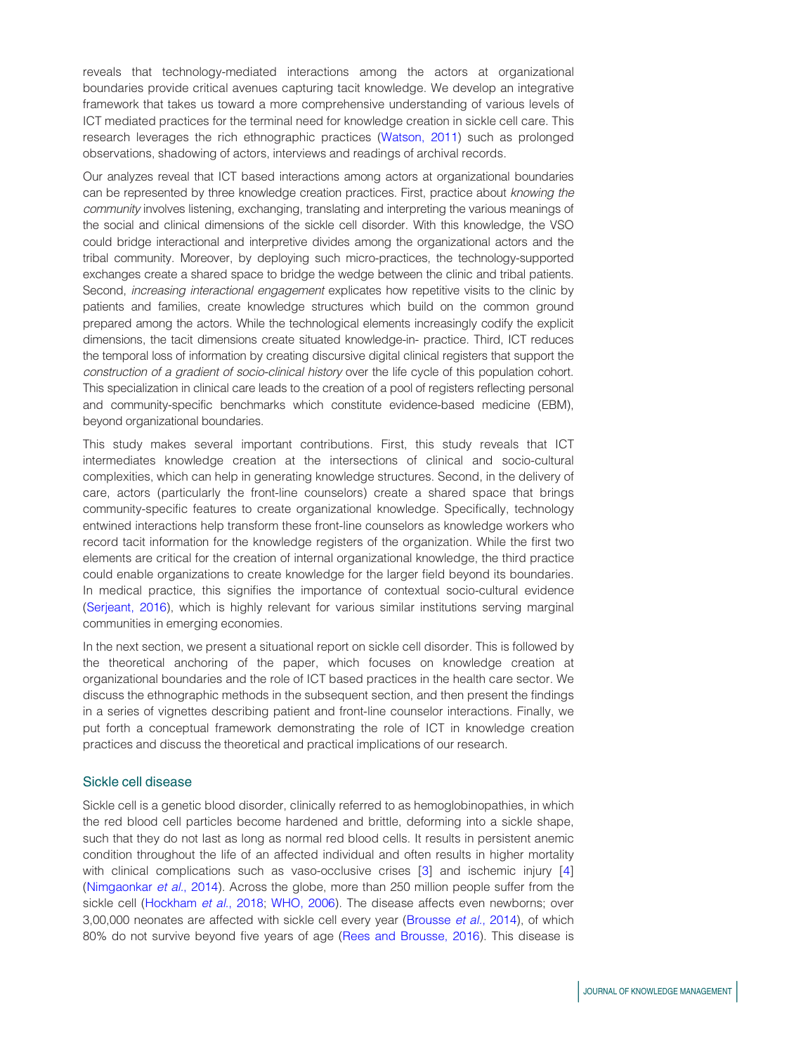reveals that technology-mediated interactions among the actors at organizational boundaries provide critical avenues capturing tacit knowledge. We develop an integrative framework that takes us toward a more comprehensive understanding of various levels of ICT mediated practices for the terminal need for knowledge creation in sickle cell care. This research leverages the rich ethnographic practices (Watson, 2011) such as prolonged observations, shadowing of actors, interviews and readings of archival records.

Our analyzes reveal that ICT based interactions among actors at organizational boundaries can be represented by three knowledge creation practices. First, practice about *knowing the community* involves listening, exchanging, translating and interpreting the various meanings of the social and clinical dimensions of the sickle cell disorder. With this knowledge, the VSO could bridge interactional and interpretive divides among the organizational actors and the tribal community. Moreover, by deploying such micro-practices, the technology-supported exchanges create a shared space to bridge the wedge between the clinic and tribal patients. Second, *increasing interactional engagement* explicates how repetitive visits to the clinic by patients and families, create knowledge structures which build on the common ground prepared among the actors. While the technological elements increasingly codify the explicit dimensions, the tacit dimensions create situated knowledge-in- practice. Third, ICT reduces the temporal loss of information by creating discursive digital clinical registers that support the *construction of a gradient of socio-clinical history* over the life cycle of this population cohort. This specialization in clinical care leads to the creation of a pool of registers reflecting personal and community-specific benchmarks which constitute evidence-based medicine (EBM), beyond organizational boundaries.

This study makes several important contributions. First, this study reveals that ICT intermediates knowledge creation at the intersections of clinical and socio-cultural complexities, which can help in generating knowledge structures. Second, in the delivery of care, actors (particularly the front-line counselors) create a shared space that brings community-specific features to create organizational knowledge. Specifically, technology entwined interactions help transform these front-line counselors as knowledge workers who record tacit information for the knowledge registers of the organization. While the first two elements are critical for the creation of internal organizational knowledge, the third practice could enable organizations to create knowledge for the larger field beyond its boundaries. In medical practice, this signifies the importance of contextual socio-cultural evidence (Serjeant, 2016), which is highly relevant for various similar institutions serving marginal communities in emerging economies.

In the next section, we present a situational report on sickle cell disorder. This is followed by the theoretical anchoring of the paper, which focuses on knowledge creation at organizational boundaries and the role of ICT based practices in the health care sector. We discuss the ethnographic methods in the subsequent section, and then present the findings in a series of vignettes describing patient and front-line counselor interactions. Finally, we put forth a conceptual framework demonstrating the role of ICT in knowledge creation practices and discuss the theoretical and practical implications of our research.

## Sickle cell disease

Sickle cell is a genetic blood disorder, clinically referred to as hemoglobinopathies, in which the red blood cell particles become hardened and brittle, deforming into a sickle shape, such that they do not last as long as normal red blood cells. It results in persistent anemic condition throughout the life of an affected individual and often results in higher mortality with clinical complications such as vaso-occlusive crises [3] and ischemic injury [4] (Nimgaonkar *et al.*, 2014). Across the globe, more than 250 million people suffer from the sickle cell (Hockham *et al.*, 2018; WHO, 2006). The disease affects even newborns; over 3,00,000 neonates are affected with sickle cell every year (Brousse *et al.*, 2014), of which 80% do not survive beyond five years of age (Rees and Brousse, 2016). This disease is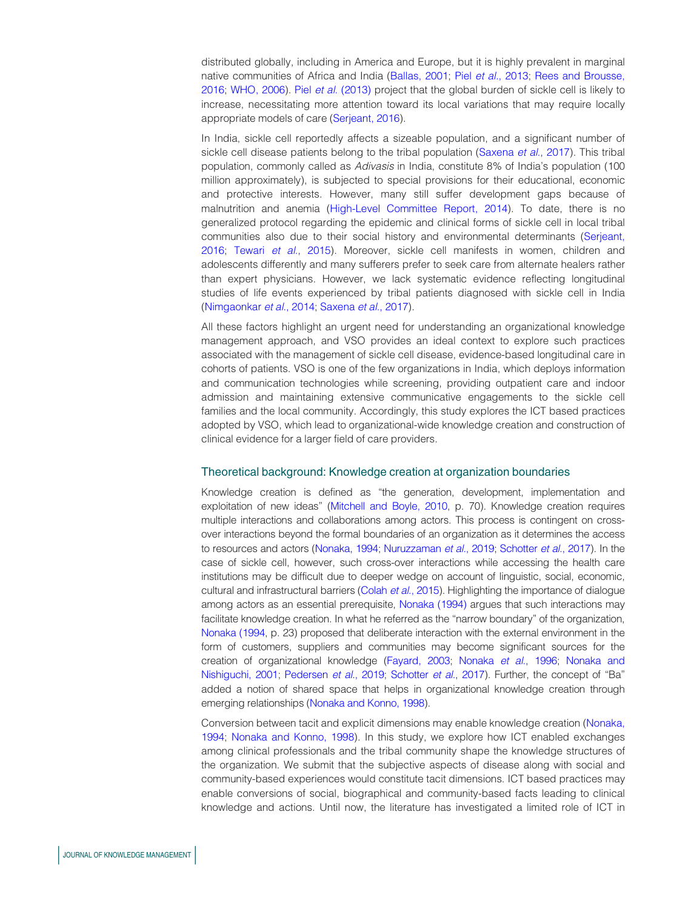distributed globally, including in America and Europe, but it is highly prevalent in marginal native communities of Africa and India (Ballas, 2001; Piel *et al*., 2013; Rees and Brousse, 2016; WHO, 2006). Piel *et al*. (2013) project that the global burden of sickle cell is likely to increase, necessitating more attention toward its local variations that may require locally appropriate models of care (Serjeant, 2016).

In India, sickle cell reportedly affects a sizeable population, and a significant number of sickle cell disease patients belong to the tribal population (Saxena *et al*., 2017). This tribal population, commonly called as *Adivasis* in India, constitute 8% of India's population (100 million approximately), is subjected to special provisions for their educational, economic and protective interests. However, many still suffer development gaps because of malnutrition and anemia (High-Level Committee Report, 2014). To date, there is no generalized protocol regarding the epidemic and clinical forms of sickle cell in local tribal communities also due to their social history and environmental determinants (Serjeant, 2016; Tewari *et al*., 2015). Moreover, sickle cell manifests in women, children and adolescents differently and many sufferers prefer to seek care from alternate healers rather than expert physicians. However, we lack systematic evidence reflecting longitudinal studies of life events experienced by tribal patients diagnosed with sickle cell in India (Nimgaonkar *et al*., 2014; Saxena *et al*., 2017).

All these factors highlight an urgent need for understanding an organizational knowledge management approach, and VSO provides an ideal context to explore such practices associated with the management of sickle cell disease, evidence-based longitudinal care in cohorts of patients. VSO is one of the few organizations in India, which deploys information and communication technologies while screening, providing outpatient care and indoor admission and maintaining extensive communicative engagements to the sickle cell families and the local community. Accordingly, this study explores the ICT based practices adopted by VSO, which lead to organizational-wide knowledge creation and construction of clinical evidence for a larger field of care providers.

## Theoretical background: Knowledge creation at organization boundaries

Knowledge creation is defined as "the generation, development, implementation and exploitation of new ideas" (Mitchell and Boyle, 2010, p. 70). Knowledge creation requires multiple interactions and collaborations among actors. This process is contingent on cross-over interactions beyond the formal boundaries of an organization as it determines the access to resources and actors (Nonaka, 1994; Nuruzzaman *et al*., 2019; Schotter *et al*., 2017). In the case of sickle cell, however, such cross-over interactions while accessing the health care institutions may be difficult due to deeper wedge on account of linguistic, social, economic, cultural and infrastructural barriers (Colah *et al*., 2015). Highlighting the importance of dialogue among actors as an essential prerequisite, Nonaka (1994) argues that such interactions may facilitate knowledge creation. In what he referred as the "narrow boundary" of the organization, Nonaka (1994, p. 23) proposed that deliberate interaction with the external environment in the form of customers, suppliers and communities may become significant sources for the creation of organizational knowledge (Fayard, 2003; Nonaka *et al*., 1996; Nonaka and Nishiguchi, 2001; Pedersen *et al*., 2019; Schotter *et al*., 2017). Further, the concept of "Ba" added a notion of shared space that helps in organizational knowledge creation through emerging relationships (Nonaka and Konno, 1998).

Conversion between tacit and explicit dimensions may enable knowledge creation (Nonaka, 1994; Nonaka and Konno, 1998). In this study, we explore how ICT enabled exchanges among clinical professionals and the tribal community shape the knowledge structures of the organization. We submit that the subjective aspects of disease along with social and community-based experiences would constitute tacit dimensions. ICT based practices may enable conversions of social, biographical and community-based facts leading to clinical knowledge and actions. Until now, the literature has investigated a limited role of ICT in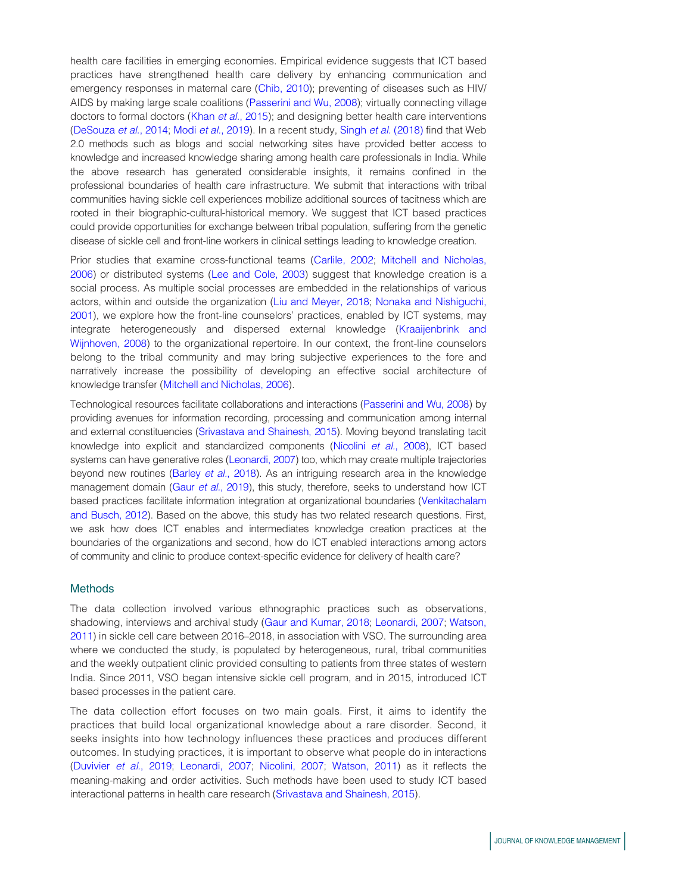health care facilities in emerging economies. Empirical evidence suggests that ICT based practices have strengthened health care delivery by enhancing communication and emergency responses in maternal care (Chib, 2010); preventing of diseases such as HIV/AIDS by making large scale coalitions (Passerini and Wu, 2008); virtually connecting village doctors to formal doctors (Khan *et al.*, 2015); and designing better health care interventions (DeSouza *et al.*, 2014; Modi *et al.*, 2019). In a recent study, Singh *et al.* (2018) find that Web 2.0 methods such as blogs and social networking sites have provided better access to knowledge and increased knowledge sharing among health care professionals in India. While the above research has generated considerable insights, it remains confined in the professional boundaries of health care infrastructure. We submit that interactions with tribal communities having sickle cell experiences mobilize additional sources of tacitness which are rooted in their biographic-cultural-historical memory. We suggest that ICT based practices could provide opportunities for exchange between tribal population, suffering from the genetic disease of sickle cell and front-line workers in clinical settings leading to knowledge creation.

Prior studies that examine cross-functional teams (Carlile, 2002; Mitchell and Nicholas, 2006) or distributed systems (Lee and Cole, 2003) suggest that knowledge creation is a social process. As multiple social processes are embedded in the relationships of various actors, within and outside the organization (Liu and Meyer, 2018; Nonaka and Nishiguchi, 2001), we explore how the front-line counselors' practices, enabled by ICT systems, may integrate heterogeneously and dispersed external knowledge (Kraaijenbrink and Wijnhoven, 2008) to the organizational repertoire. In our context, the front-line counselors belong to the tribal community and may bring subjective experiences to the fore and narratively increase the possibility of developing an effective social architecture of knowledge transfer (Mitchell and Nicholas, 2006).

Technological resources facilitate collaborations and interactions (Passerini and Wu, 2008) by providing avenues for information recording, processing and communication among internal and external constituencies (Srivastava and Shainesh, 2015). Moving beyond translating tacit knowledge into explicit and standardized components (Nicolini *et al.*, 2008), ICT based systems can have generative roles (Leonardi, 2007) too, which may create multiple trajectories beyond new routines (Barley *et al.*, 2018). As an intriguing research area in the knowledge management domain (Gaur *et al.*, 2019), this study, therefore, seeks to understand how ICT based practices facilitate information integration at organizational boundaries (Venkitachalam and Busch, 2012). Based on the above, this study has two related research questions. First, we ask how does ICT enables and intermediates knowledge creation practices at the boundaries of the organizations and second, how do ICT enabled interactions among actors of community and clinic to produce context-specific evidence for delivery of health care?

## Methods

The data collection involved various ethnographic practices such as observations, shadowing, interviews and archival study (Gaur and Kumar, 2018; Leonardi, 2007; Watson, 2011) in sickle cell care between 2016–2018, in association with VSO. The surrounding area where we conducted the study, is populated by heterogeneous, rural, tribal communities and the weekly outpatient clinic provided consulting to patients from three states of western India. Since 2011, VSO began intensive sickle cell program, and in 2015, introduced ICT based processes in the patient care.

The data collection effort focuses on two main goals. First, it aims to identify the practices that build local organizational knowledge about a rare disorder. Second, it seeks insights into how technology influences these practices and produces different outcomes. In studying practices, it is important to observe what people do in interactions (Duvivier *et al.*, 2019; Leonardi, 2007; Nicolini, 2007; Watson, 2011) as it reflects the meaning-making and order activities. Such methods have been used to study ICT based interactional patterns in health care research (Srivastava and Shainesh, 2015).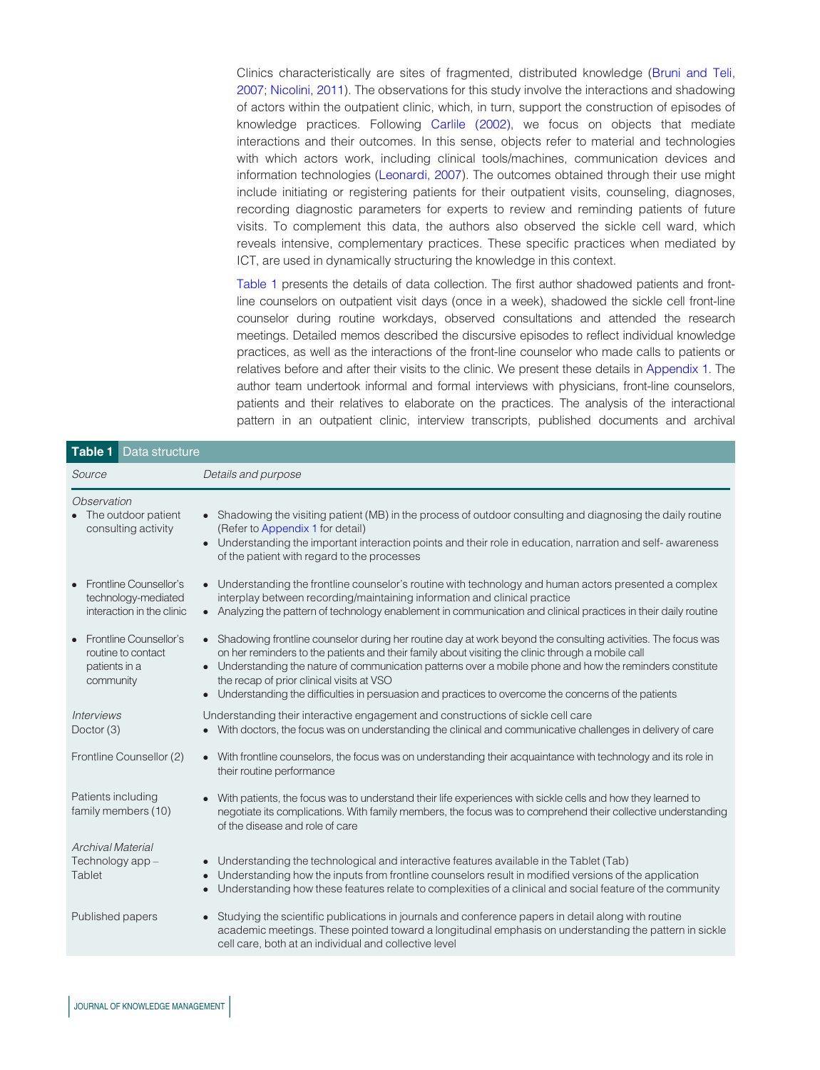Clinics characteristically are sites of fragmented, distributed knowledge (Bruni and Teli, 2007; Nicolini, 2011). The observations for this study involve the interactions and shadowing of actors within the outpatient clinic, which, in turn, support the construction of episodes of knowledge practices. Following Carlile (2002), we focus on objects that mediate interactions and their outcomes. In this sense, objects refer to material and technologies with which actors work, including clinical tools/machines, communication devices and information technologies (Leonardi, 2007). The outcomes obtained through their use might include initiating or registering patients for their outpatient visits, counseling, diagnoses, recording diagnostic parameters for experts to review and reminding patients of future visits. To complement this data, the authors also observed the sickle cell ward, which reveals intensive, complementary practices. These specific practices when mediated by ICT, are used in dynamically structuring the knowledge in this context.

Table 1 presents the details of data collection. The first author shadowed patients and front-line counselors on outpatient visit days (once in a week), shadowed the sickle cell front-line counselor during routine workdays, observed consultations and attended the research meetings. Detailed memos described the discursive episodes to reflect individual knowledge practices, as well as the interactions of the front-line counselor who made calls to patients or relatives before and after their visits to the clinic. We present these details in Appendix 1. The author team undertook informal and formal interviews with physicians, front-line counselors, patients and their relatives to elaborate on the practices. The analysis of the interactional pattern in an outpatient clinic, interview transcripts, published documents and archival

**Table 1** Data structure

| *Source* | *Details and purpose* |
|---|---|
| *Observation* | |
| • The outdoor patient consulting activity | • Shadowing the visiting patient (MB) in the process of outdoor consulting and diagnosing the daily routine (Refer to Appendix 1 for detail)<br>• Understanding the important interaction points and their role in education, narration and self- awareness of the patient with regard to the processes |
| • Frontline Counsellor's technology-mediated interaction in the clinic | • Understanding the frontline counselor's routine with technology and human actors presented a complex interplay between recording/maintaining information and clinical practice<br>• Analyzing the pattern of technology enablement in communication and clinical practices in their daily routine |
| • Frontline Counsellor's routine to contact patients in a community | • Shadowing frontline counselor during her routine day at work beyond the consulting activities. The focus was on her reminders to the patients and their family about visiting the clinic through a mobile call<br>• Understanding the nature of communication patterns over a mobile phone and how the reminders constitute the recap of prior clinical visits at VSO<br>• Understanding the difficulties in persuasion and practices to overcome the concerns of the patients |
| *Interviews*<br>Doctor (3) | Understanding their interactive engagement and constructions of sickle cell care<br>• With doctors, the focus was on understanding the clinical and communicative challenges in delivery of care |
| Frontline Counsellor (2) | • With frontline counselors, the focus was on understanding their acquaintance with technology and its role in their routine performance |
| Patients including family members (10) | • With patients, the focus was to understand their life experiences with sickle cells and how they learned to negotiate its complications. With family members, the focus was to comprehend their collective understanding of the disease and role of care |
| *Archival Material*<br>Technology app – Tablet | • Understanding the technological and interactive features available in the Tablet (Tab)<br>• Understanding how the inputs from frontline counselors result in modified versions of the application<br>• Understanding how these features relate to complexities of a clinical and social feature of the community |
| Published papers | • Studying the scientific publications in journals and conference papers in detail along with routine academic meetings. These pointed toward a longitudinal emphasis on understanding the pattern in sickle cell care, both at an individual and collective level |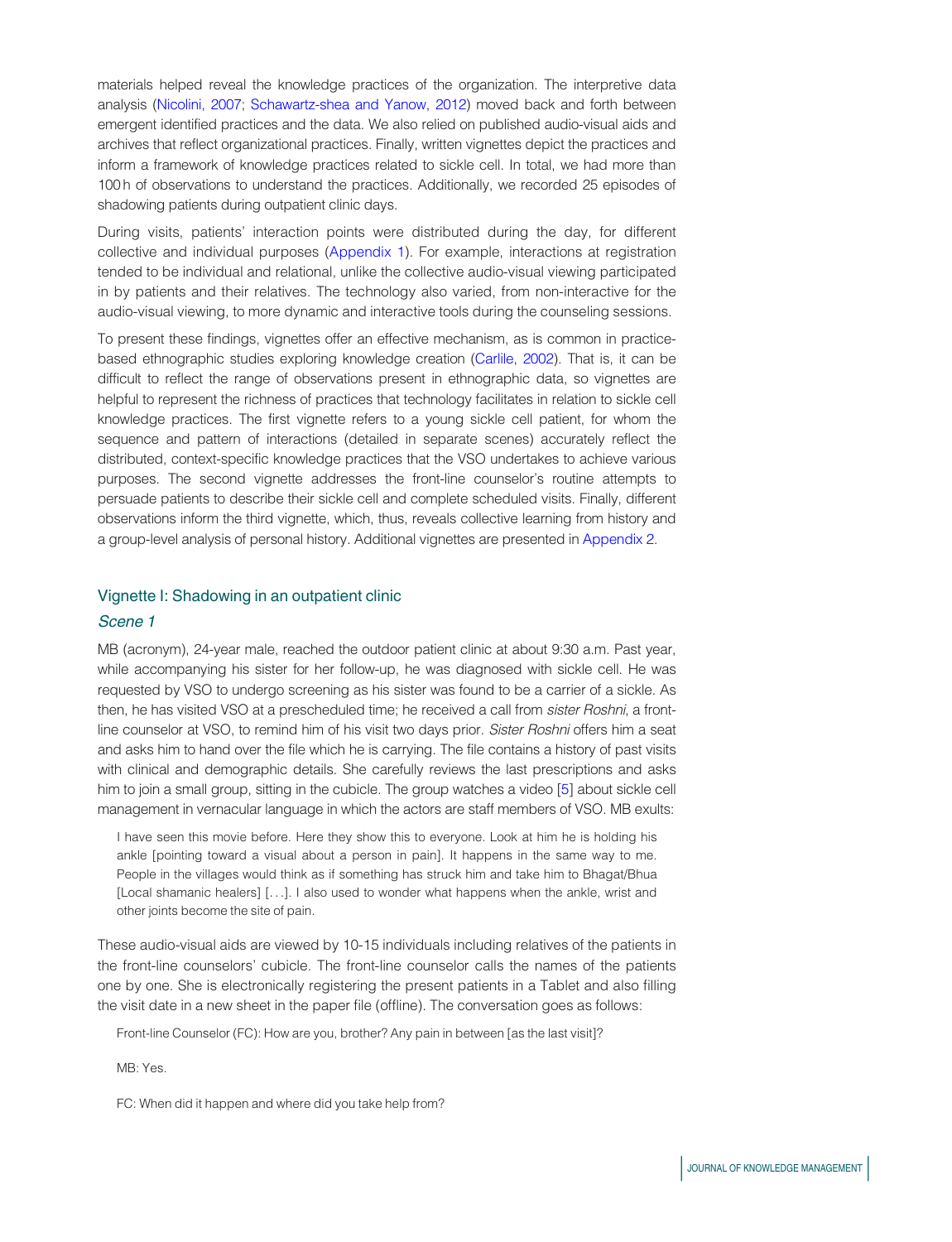materials helped reveal the knowledge practices of the organization. The interpretive data analysis (Nicolini, 2007; Schawartz-shea and Yanow, 2012) moved back and forth between emergent identified practices and the data. We also relied on published audio-visual aids and archives that reflect organizational practices. Finally, written vignettes depict the practices and inform a framework of knowledge practices related to sickle cell. In total, we had more than 100 h of observations to understand the practices. Additionally, we recorded 25 episodes of shadowing patients during outpatient clinic days.

During visits, patients' interaction points were distributed during the day, for different collective and individual purposes (Appendix 1). For example, interactions at registration tended to be individual and relational, unlike the collective audio-visual viewing participated in by patients and their relatives. The technology also varied, from non-interactive for the audio-visual viewing, to more dynamic and interactive tools during the counseling sessions.

To present these findings, vignettes offer an effective mechanism, as is common in practice-based ethnographic studies exploring knowledge creation (Carlile, 2002). That is, it can be difficult to reflect the range of observations present in ethnographic data, so vignettes are helpful to represent the richness of practices that technology facilitates in relation to sickle cell knowledge practices. The first vignette refers to a young sickle cell patient, for whom the sequence and pattern of interactions (detailed in separate scenes) accurately reflect the distributed, context-specific knowledge practices that the VSO undertakes to achieve various purposes. The second vignette addresses the front-line counselor's routine attempts to persuade patients to describe their sickle cell and complete scheduled visits. Finally, different observations inform the third vignette, which, thus, reveals collective learning from history and a group-level analysis of personal history. Additional vignettes are presented in Appendix 2.

## Vignette I: Shadowing in an outpatient clinic

### *Scene 1*

MB (acronym), 24-year male, reached the outdoor patient clinic at about 9:30 a.m. Past year, while accompanying his sister for her follow-up, he was diagnosed with sickle cell. He was requested by VSO to undergo screening as his sister was found to be a carrier of a sickle. As then, he has visited VSO at a prescheduled time; he received a call from *sister Roshni*, a front-line counselor at VSO, to remind him of his visit two days prior. *Sister Roshni* offers him a seat and asks him to hand over the file which he is carrying. The file contains a history of past visits with clinical and demographic details. She carefully reviews the last prescriptions and asks him to join a small group, sitting in the cubicle. The group watches a video [5] about sickle cell management in vernacular language in which the actors are staff members of VSO. MB exults:

> I have seen this movie before. Here they show this to everyone. Look at him he is holding his ankle [pointing toward a visual about a person in pain]. It happens in the same way to me. People in the villages would think as if something has struck him and take him to Bhagat/Bhua [Local shamanic healers] [. . .]. I also used to wonder what happens when the ankle, wrist and other joints become the site of pain.

These audio-visual aids are viewed by 10-15 individuals including relatives of the patients in the front-line counselors' cubicle. The front-line counselor calls the names of the patients one by one. She is electronically registering the present patients in a Tablet and also filling the visit date in a new sheet in the paper file (offline). The conversation goes as follows:

> Front-line Counselor (FC): How are you, brother? Any pain in between [as the last visit]?
>
> MB: Yes.
>
> FC: When did it happen and where did you take help from?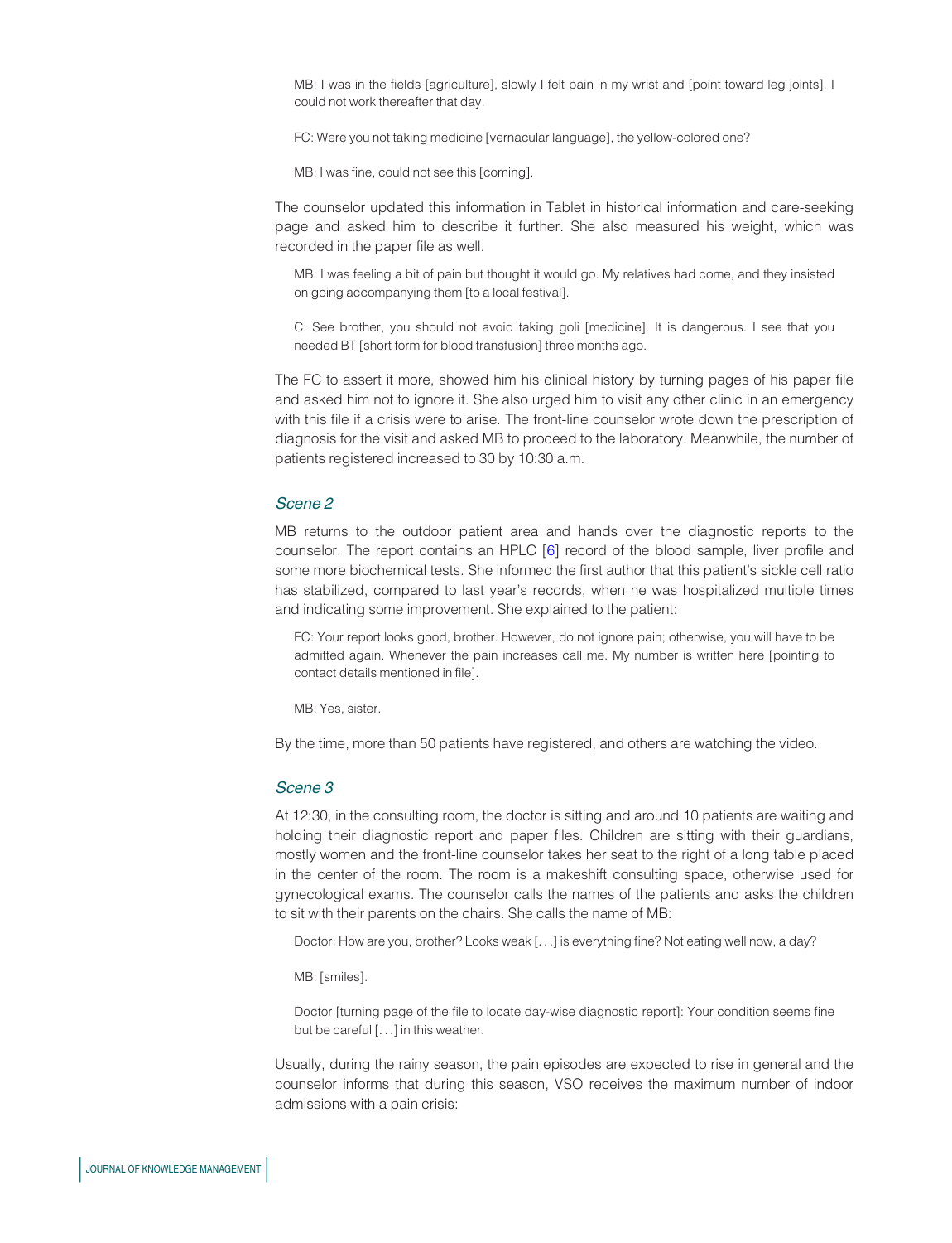> MB: I was in the fields [agriculture], slowly I felt pain in my wrist and [point toward leg joints]. I could not work thereafter that day.
>
> FC: Were you not taking medicine [vernacular language], the yellow-colored one?
>
> MB: I was fine, could not see this [coming].

The counselor updated this information in Tablet in historical information and care-seeking page and asked him to describe it further. She also measured his weight, which was recorded in the paper file as well.

> MB: I was feeling a bit of pain but thought it would go. My relatives had come, and they insisted on going accompanying them [to a local festival].
>
> C: See brother, you should not avoid taking goli [medicine]. It is dangerous. I see that you needed BT [short form for blood transfusion] three months ago.

The FC to assert it more, showed him his clinical history by turning pages of his paper file and asked him not to ignore it. She also urged him to visit any other clinic in an emergency with this file if a crisis were to arise. The front-line counselor wrote down the prescription of diagnosis for the visit and asked MB to proceed to the laboratory. Meanwhile, the number of patients registered increased to 30 by 10:30 a.m.

### *Scene 2*

MB returns to the outdoor patient area and hands over the diagnostic reports to the counselor. The report contains an HPLC [6] record of the blood sample, liver profile and some more biochemical tests. She informed the first author that this patient's sickle cell ratio has stabilized, compared to last year's records, when he was hospitalized multiple times and indicating some improvement. She explained to the patient:

> FC: Your report looks good, brother. However, do not ignore pain; otherwise, you will have to be admitted again. Whenever the pain increases call me. My number is written here [pointing to contact details mentioned in file].
>
> MB: Yes, sister.

By the time, more than 50 patients have registered, and others are watching the video.

### *Scene 3*

At 12:30, in the consulting room, the doctor is sitting and around 10 patients are waiting and holding their diagnostic report and paper files. Children are sitting with their guardians, mostly women and the front-line counselor takes her seat to the right of a long table placed in the center of the room. The room is a makeshift consulting space, otherwise used for gynecological exams. The counselor calls the names of the patients and asks the children to sit with their parents on the chairs. She calls the name of MB:

> Doctor: How are you, brother? Looks weak [. . .] is everything fine? Not eating well now, a day?
>
> MB: [smiles].
>
> Doctor [turning page of the file to locate day-wise diagnostic report]: Your condition seems fine but be careful [. . .] in this weather.

Usually, during the rainy season, the pain episodes are expected to rise in general and the counselor informs that during this season, VSO receives the maximum number of indoor admissions with a pain crisis: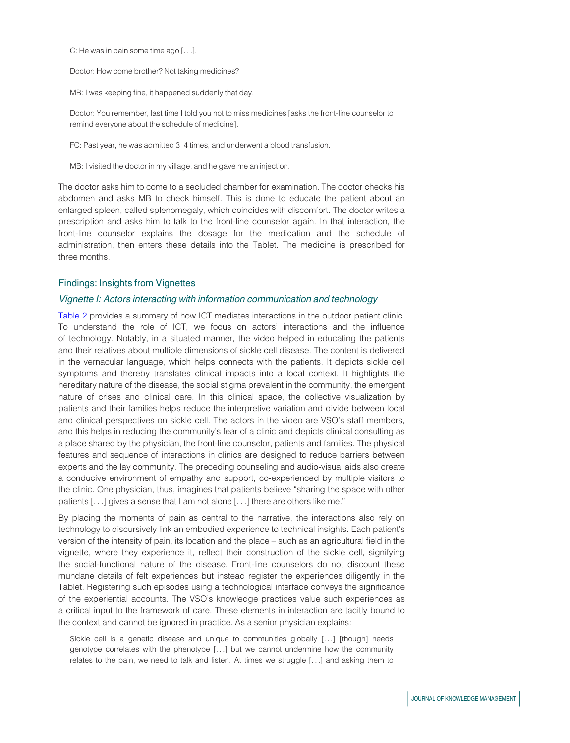C: He was in pain some time ago [. . .].

Doctor: How come brother? Not taking medicines?

MB: I was keeping fine, it happened suddenly that day.

Doctor: You remember, last time I told you not to miss medicines [asks the front-line counselor to remind everyone about the schedule of medicine].

FC: Past year, he was admitted 3–4 times, and underwent a blood transfusion.

MB: I visited the doctor in my village, and he gave me an injection.

The doctor asks him to come to a secluded chamber for examination. The doctor checks his abdomen and asks MB to check himself. This is done to educate the patient about an enlarged spleen, called splenomegaly, which coincides with discomfort. The doctor writes a prescription and asks him to talk to the front-line counselor again. In that interaction, the front-line counselor explains the dosage for the medication and the schedule of administration, then enters these details into the Tablet. The medicine is prescribed for three months.

## Findings: Insights from Vignettes

### *Vignette I: Actors interacting with information communication and technology*

Table 2 provides a summary of how ICT mediates interactions in the outdoor patient clinic. To understand the role of ICT, we focus on actors' interactions and the influence of technology. Notably, in a situated manner, the video helped in educating the patients and their relatives about multiple dimensions of sickle cell disease. The content is delivered in the vernacular language, which helps connects with the patients. It depicts sickle cell symptoms and thereby translates clinical impacts into a local context. It highlights the hereditary nature of the disease, the social stigma prevalent in the community, the emergent nature of crises and clinical care. In this clinical space, the collective visualization by patients and their families helps reduce the interpretive variation and divide between local and clinical perspectives on sickle cell. The actors in the video are VSO's staff members, and this helps in reducing the community's fear of a clinic and depicts clinical consulting as a place shared by the physician, the front-line counselor, patients and families. The physical features and sequence of interactions in clinics are designed to reduce barriers between experts and the lay community. The preceding counseling and audio-visual aids also create a conducive environment of empathy and support, co-experienced by multiple visitors to the clinic. One physician, thus, imagines that patients believe "sharing the space with other patients [. . .] gives a sense that I am not alone [. . .] there are others like me."

By placing the moments of pain as central to the narrative, the interactions also rely on technology to discursively link an embodied experience to technical insights. Each patient's version of the intensity of pain, its location and the place – such as an agricultural field in the vignette, where they experience it, reflect their construction of the sickle cell, signifying the social-functional nature of the disease. Front-line counselors do not discount these mundane details of felt experiences but instead register the experiences diligently in the Tablet. Registering such episodes using a technological interface conveys the significance of the experiential accounts. The VSO's knowledge practices value such experiences as a critical input to the framework of care. These elements in interaction are tacitly bound to the context and cannot be ignored in practice. As a senior physician explains:

> Sickle cell is a genetic disease and unique to communities globally [. . .] [though] needs genotype correlates with the phenotype [. . .] but we cannot undermine how the community relates to the pain, we need to talk and listen. At times we struggle [. . .] and asking them to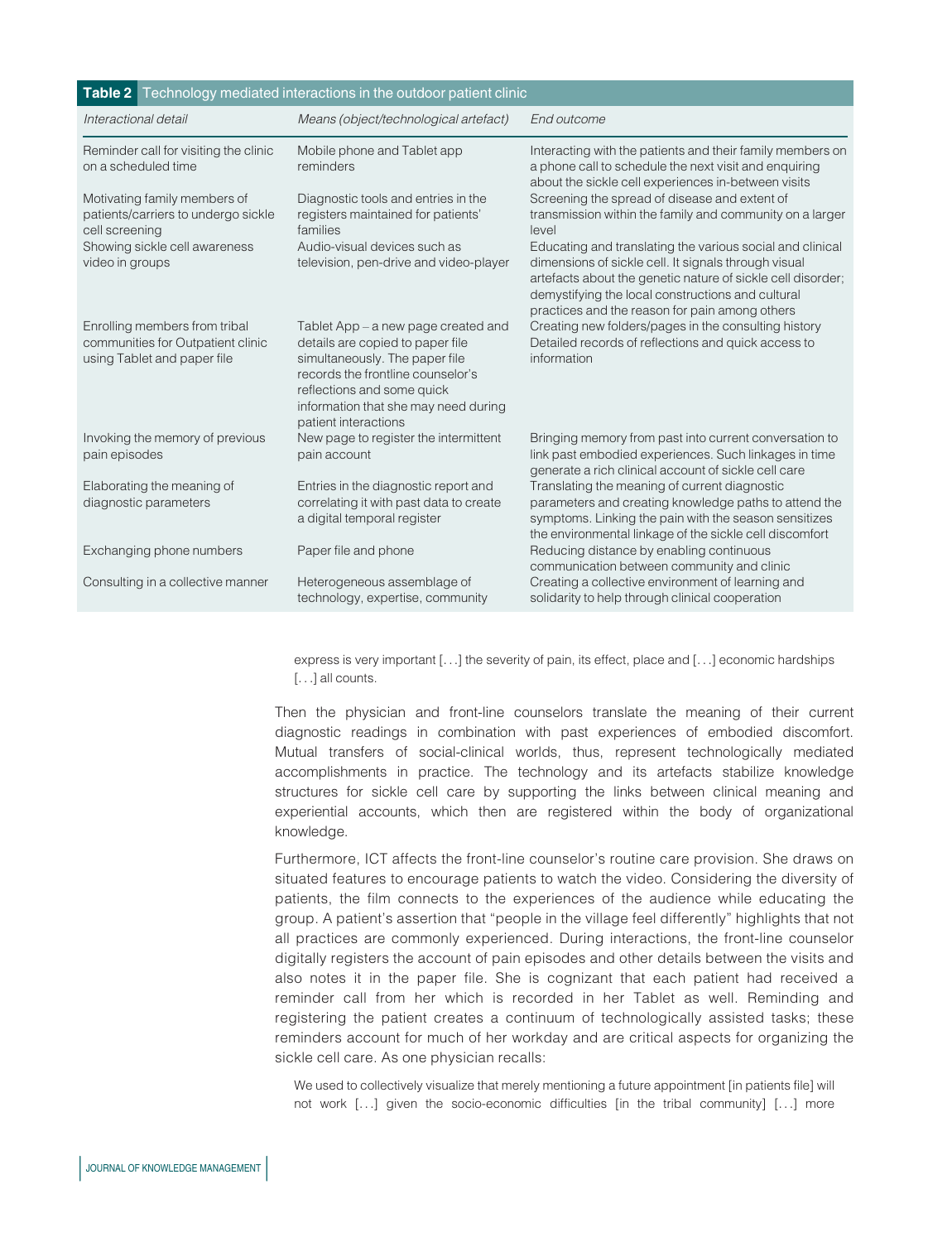**Table 2** Technology mediated interactions in the outdoor patient clinic

| *Interactional detail* | *Means (object/technological artefact)* | *End outcome* |
|---|---|---|
| Reminder call for visiting the clinic on a scheduled time | Mobile phone and Tablet app reminders | Interacting with the patients and their family members on a phone call to schedule the next visit and enquiring about the sickle cell experiences in-between visits |
| Motivating family members of patients/carriers to undergo sickle cell screening | Diagnostic tools and entries in the registers maintained for patients' families | Screening the spread of disease and extent of transmission within the family and community on a larger level |
| Showing sickle cell awareness video in groups | Audio-visual devices such as television, pen-drive and video-player | Educating and translating the various social and clinical dimensions of sickle cell. It signals through visual artefacts about the genetic nature of sickle cell disorder; demystifying the local constructions and cultural practices and the reason for pain among others |
| Enrolling members from tribal communities for Outpatient clinic using Tablet and paper file | Tablet App – a new page created and details are copied to paper file simultaneously. The paper file records the frontline counselor's reflections and some quick information that she may need during patient interactions | Creating new folders/pages in the consulting history Detailed records of reflections and quick access to information |
| Invoking the memory of previous pain episodes | New page to register the intermittent pain account | Bringing memory from past into current conversation to link past embodied experiences. Such linkages in time generate a rich clinical account of sickle cell care |
| Elaborating the meaning of diagnostic parameters | Entries in the diagnostic report and correlating it with past data to create a digital temporal register | Translating the meaning of current diagnostic parameters and creating knowledge paths to attend the symptoms. Linking the pain with the season sensitizes the environmental linkage of the sickle cell discomfort |
| Exchanging phone numbers | Paper file and phone | Reducing distance by enabling continuous communication between community and clinic |
| Consulting in a collective manner | Heterogeneous assemblage of technology, expertise, community | Creating a collective environment of learning and solidarity to help through clinical cooperation |

> express is very important [. . .] the severity of pain, its effect, place and [. . .] economic hardships [. . .] all counts.

Then the physician and front-line counselors translate the meaning of their current diagnostic readings in combination with past experiences of embodied discomfort. Mutual transfers of social-clinical worlds, thus, represent technologically mediated accomplishments in practice. The technology and its artefacts stabilize knowledge structures for sickle cell care by supporting the links between clinical meaning and experiential accounts, which then are registered within the body of organizational knowledge.

Furthermore, ICT affects the front-line counselor's routine care provision. She draws on situated features to encourage patients to watch the video. Considering the diversity of patients, the film connects to the experiences of the audience while educating the group. A patient's assertion that "people in the village feel differently" highlights that not all practices are commonly experienced. During interactions, the front-line counselor digitally registers the account of pain episodes and other details between the visits and also notes it in the paper file. She is cognizant that each patient had received a reminder call from her which is recorded in her Tablet as well. Reminding and registering the patient creates a continuum of technologically assisted tasks; these reminders account for much of her workday and are critical aspects for organizing the sickle cell care. As one physician recalls:

> We used to collectively visualize that merely mentioning a future appointment [in patients file] will not work [. . .] given the socio-economic difficulties [in the tribal community] [. . .] more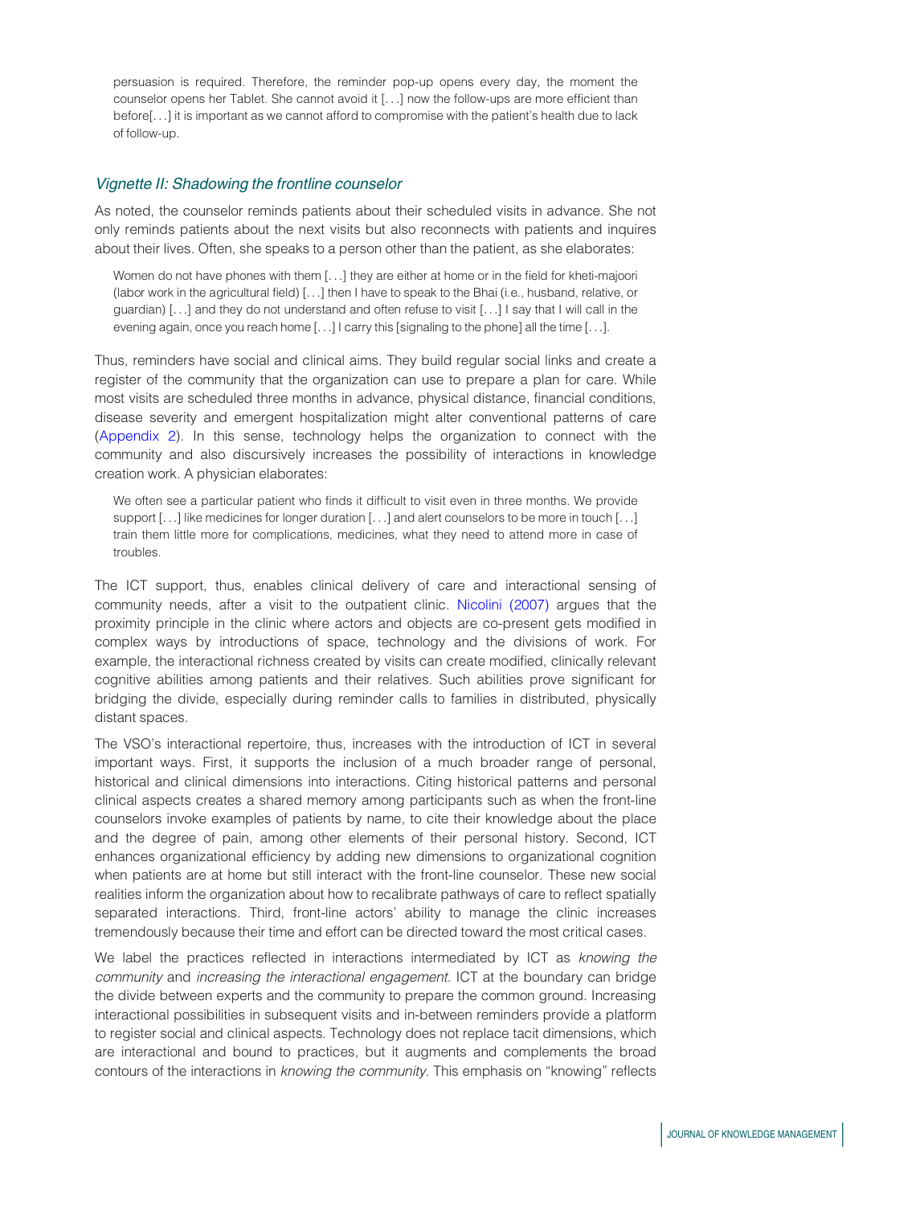> persuasion is required. Therefore, the reminder pop-up opens every day, the moment the counselor opens her Tablet. She cannot avoid it [. . .] now the follow-ups are more efficient than before[. . .] it is important as we cannot afford to compromise with the patient's health due to lack of follow-up.

### *Vignette II: Shadowing the frontline counselor*

As noted, the counselor reminds patients about their scheduled visits in advance. She not only reminds patients about the next visits but also reconnects with patients and inquires about their lives. Often, she speaks to a person other than the patient, as she elaborates:

> Women do not have phones with them [. . .] they are either at home or in the field for kheti-majoori (labor work in the agricultural field) [. . .] then I have to speak to the Bhai (i.e., husband, relative, or guardian) [. . .] and they do not understand and often refuse to visit [. . .] I say that I will call in the evening again, once you reach home [. . .] I carry this [signaling to the phone] all the time [. . .].

Thus, reminders have social and clinical aims. They build regular social links and create a register of the community that the organization can use to prepare a plan for care. While most visits are scheduled three months in advance, physical distance, financial conditions, disease severity and emergent hospitalization might alter conventional patterns of care (Appendix 2). In this sense, technology helps the organization to connect with the community and also discursively increases the possibility of interactions in knowledge creation work. A physician elaborates:

> We often see a particular patient who finds it difficult to visit even in three months. We provide support [. . .] like medicines for longer duration [. . .] and alert counselors to be more in touch [. . .] train them little more for complications, medicines, what they need to attend more in case of troubles.

The ICT support, thus, enables clinical delivery of care and interactional sensing of community needs, after a visit to the outpatient clinic. Nicolini (2007) argues that the proximity principle in the clinic where actors and objects are co-present gets modified in complex ways by introductions of space, technology and the divisions of work. For example, the interactional richness created by visits can create modified, clinically relevant cognitive abilities among patients and their relatives. Such abilities prove significant for bridging the divide, especially during reminder calls to families in distributed, physically distant spaces.

The VSO's interactional repertoire, thus, increases with the introduction of ICT in several important ways. First, it supports the inclusion of a much broader range of personal, historical and clinical dimensions into interactions. Citing historical patterns and personal clinical aspects creates a shared memory among participants such as when the front-line counselors invoke examples of patients by name, to cite their knowledge about the place and the degree of pain, among other elements of their personal history. Second, ICT enhances organizational efficiency by adding new dimensions to organizational cognition when patients are at home but still interact with the front-line counselor. These new social realities inform the organization about how to recalibrate pathways of care to reflect spatially separated interactions. Third, front-line actors' ability to manage the clinic increases tremendously because their time and effort can be directed toward the most critical cases.

We label the practices reflected in interactions intermediated by ICT as *knowing the community* and *increasing the interactional engagement.* ICT at the boundary can bridge the divide between experts and the community to prepare the common ground. Increasing interactional possibilities in subsequent visits and in-between reminders provide a platform to register social and clinical aspects. Technology does not replace tacit dimensions, which are interactional and bound to practices, but it augments and complements the broad contours of the interactions in *knowing the community.* This emphasis on "knowing" reflects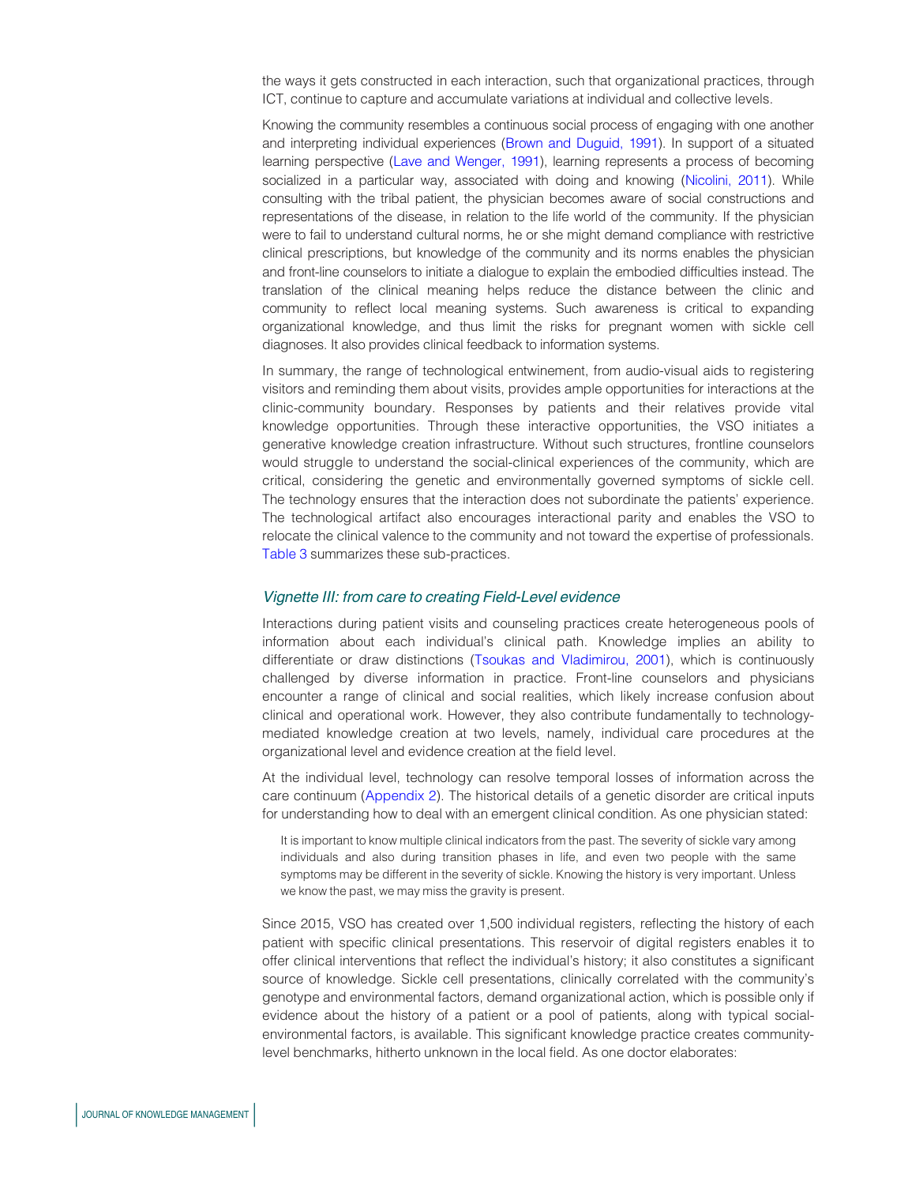the ways it gets constructed in each interaction, such that organizational practices, through ICT, continue to capture and accumulate variations at individual and collective levels.

Knowing the community resembles a continuous social process of engaging with one another and interpreting individual experiences (Brown and Duguid, 1991). In support of a situated learning perspective (Lave and Wenger, 1991), learning represents a process of becoming socialized in a particular way, associated with doing and knowing (Nicolini, 2011). While consulting with the tribal patient, the physician becomes aware of social constructions and representations of the disease, in relation to the life world of the community. If the physician were to fail to understand cultural norms, he or she might demand compliance with restrictive clinical prescriptions, but knowledge of the community and its norms enables the physician and front-line counselors to initiate a dialogue to explain the embodied difficulties instead. The translation of the clinical meaning helps reduce the distance between the clinic and community to reflect local meaning systems. Such awareness is critical to expanding organizational knowledge, and thus limit the risks for pregnant women with sickle cell diagnoses. It also provides clinical feedback to information systems.

In summary, the range of technological entwinement, from audio-visual aids to registering visitors and reminding them about visits, provides ample opportunities for interactions at the clinic-community boundary. Responses by patients and their relatives provide vital knowledge opportunities. Through these interactive opportunities, the VSO initiates a generative knowledge creation infrastructure. Without such structures, frontline counselors would struggle to understand the social-clinical experiences of the community, which are critical, considering the genetic and environmentally governed symptoms of sickle cell. The technology ensures that the interaction does not subordinate the patients' experience. The technological artifact also encourages interactional parity and enables the VSO to relocate the clinical valence to the community and not toward the expertise of professionals. Table 3 summarizes these sub-practices.

### *Vignette III: from care to creating Field-Level evidence*

Interactions during patient visits and counseling practices create heterogeneous pools of information about each individual's clinical path. Knowledge implies an ability to differentiate or draw distinctions (Tsoukas and Vladimirou, 2001), which is continuously challenged by diverse information in practice. Front-line counselors and physicians encounter a range of clinical and social realities, which likely increase confusion about clinical and operational work. However, they also contribute fundamentally to technology-mediated knowledge creation at two levels, namely, individual care procedures at the organizational level and evidence creation at the field level.

At the individual level, technology can resolve temporal losses of information across the care continuum (Appendix 2). The historical details of a genetic disorder are critical inputs for understanding how to deal with an emergent clinical condition. As one physician stated:

> It is important to know multiple clinical indicators from the past. The severity of sickle vary among individuals and also during transition phases in life, and even two people with the same symptoms may be different in the severity of sickle. Knowing the history is very important. Unless we know the past, we may miss the gravity is present.

Since 2015, VSO has created over 1,500 individual registers, reflecting the history of each patient with specific clinical presentations. This reservoir of digital registers enables it to offer clinical interventions that reflect the individual's history; it also constitutes a significant source of knowledge. Sickle cell presentations, clinically correlated with the community's genotype and environmental factors, demand organizational action, which is possible only if evidence about the history of a patient or a pool of patients, along with typical social-environmental factors, is available. This significant knowledge practice creates community-level benchmarks, hitherto unknown in the local field. As one doctor elaborates: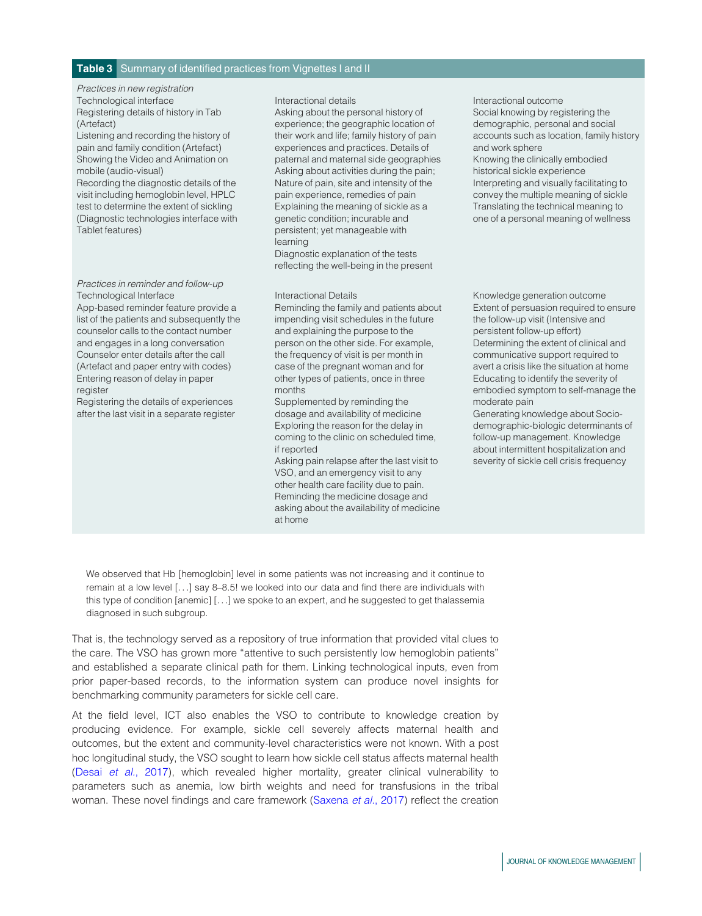**Table 3** Summary of identified practices from Vignettes I and II

| | | |
|---|---|---|
| *Practices in new registration*<br>Technological interface<br>Registering details of history in Tab (Artefact)<br>Listening and recording the history of pain and family condition (Artefact)<br>Showing the Video and Animation on mobile (audio-visual)<br>Recording the diagnostic details of the visit including hemoglobin level, HPLC test to determine the extent of sickling (Diagnostic technologies interface with Tablet features) | Interactional details<br>Asking about the personal history of experience; the geographic location of their work and life; family history of pain experiences and practices. Details of paternal and maternal side geographies<br>Asking about activities during the pain; Nature of pain, site and intensity of the pain experience, remedies of pain<br>Explaining the meaning of sickle as a genetic condition; incurable and persistent; yet manageable with learning<br>Diagnostic explanation of the tests reflecting the well-being in the present | Interactional outcome<br>Social knowing by registering the demographic, personal and social accounts such as location, family history and work sphere<br>Knowing the clinically embodied historical sickle experience<br>Interpreting and visually facilitating to convey the multiple meaning of sickle<br>Translating the technical meaning to one of a personal meaning of wellness |
| *Practices in reminder and follow-up*<br>Technological Interface<br>App-based reminder feature provide a list of the patients and subsequently the counselor calls to the contact number and engages in a long conversation<br>Counselor enter details after the call (Artefact and paper entry with codes)<br>Entering reason of delay in paper register<br>Registering the details of experiences after the last visit in a separate register | Interactional Details<br>Reminding the family and patients about impending visit schedules in the future and explaining the purpose to the person on the other side. For example, the frequency of visit is per month in case of the pregnant woman and for other types of patients, once in three months<br>Supplemented by reminding the dosage and availability of medicine<br>Exploring the reason for the delay in coming to the clinic on scheduled time, if reported<br>Asking pain relapse after the last visit to VSO, and an emergency visit to any other health care facility due to pain.<br>Reminding the medicine dosage and asking about the availability of medicine at home | Knowledge generation outcome<br>Extent of persuasion required to ensure the follow-up visit (Intensive and persistent follow-up effort)<br>Determining the extent of clinical and communicative support required to avert a crisis like the situation at home<br>Educating to identify the severity of embodied symptom to self-manage the moderate pain<br>Generating knowledge about Socio-demographic-biologic determinants of follow-up management. Knowledge about intermittent hospitalization and severity of sickle cell crisis frequency |

> We observed that Hb [hemoglobin] level in some patients was not increasing and it continue to remain at a low level [...] say 8–8.5! we looked into our data and find there are individuals with this type of condition [anemic] [...] we spoke to an expert, and he suggested to get thalassemia diagnosed in such subgroup.

That is, the technology served as a repository of true information that provided vital clues to the care. The VSO has grown more "attentive to such persistently low hemoglobin patients" and established a separate clinical path for them. Linking technological inputs, even from prior paper-based records, to the information system can produce novel insights for benchmarking community parameters for sickle cell care.

At the field level, ICT also enables the VSO to contribute to knowledge creation by producing evidence. For example, sickle cell severely affects maternal health and outcomes, but the extent and community-level characteristics were not known. With a post hoc longitudinal study, the VSO sought to learn how sickle cell status affects maternal health (Desai *et al.*, 2017), which revealed higher mortality, greater clinical vulnerability to parameters such as anemia, low birth weights and need for transfusions in the tribal woman. These novel findings and care framework (Saxena *et al.*, 2017) reflect the creation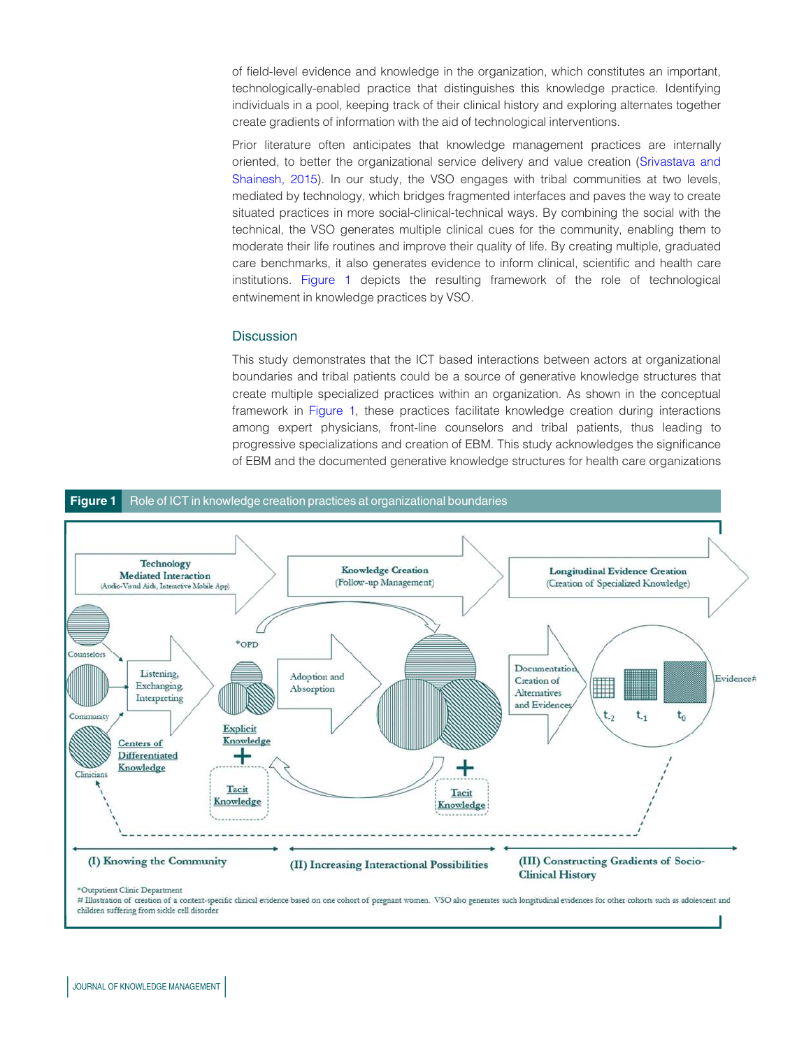of field-level evidence and knowledge in the organization, which constitutes an important, technologically-enabled practice that distinguishes this knowledge practice. Identifying individuals in a pool, keeping track of their clinical history and exploring alternates together create gradients of information with the aid of technological interventions.

Prior literature often anticipates that knowledge management practices are internally oriented, to better the organizational service delivery and value creation (Srivastava and Shainesh, 2015). In our study, the VSO engages with tribal communities at two levels, mediated by technology, which bridges fragmented interfaces and paves the way to create situated practices in more social-clinical-technical ways. By combining the social with the technical, the VSO generates multiple clinical cues for the community, enabling them to moderate their life routines and improve their quality of life. By creating multiple, graduated care benchmarks, it also generates evidence to inform clinical, scientific and health care institutions. Figure 1 depicts the resulting framework of the role of technological entwinement in knowledge practices by VSO.

## Discussion

This study demonstrates that the ICT based interactions between actors at organizational boundaries and tribal patients could be a source of generative knowledge structures that create multiple specialized practices within an organization. As shown in the conceptual framework in Figure 1, these practices facilitate knowledge creation during interactions among expert physicians, front-line counselors and tribal patients, thus leading to progressive specializations and creation of EBM. This study acknowledges the significance of EBM and the documented generative knowledge structures for health care organizations

**Figure 1** Role of ICT in knowledge creation practices at organizational boundaries

Technology Mediated Interaction (Audio-Visual Aids, Interactive Mobile App) → Knowledge Creation (Follow-up Management) → Longitudinal Evidence Creation (Creation of Specialized Knowledge)

Counselors, Community, Clinicians — Centers of Differentiated Knowledge → Listening, Exchanging, Interpreting → *OPD — Explicit Knowledge + Tacit Knowledge → Adoption and Absorption → + Tacit Knowledge → Documentation, Creation of Alternatives and Evidences → $t_{-2}$, $t_{-1}$, $t_0$ — Evidence#

(I) Knowing the Community — (II) Increasing Interactional Possibilities — (III) Constructing Gradients of Socio-Clinical History

*Outpatient Clinic Department

# Illustration of creation of a context-specific clinical evidence based on one cohort of pregnant women. VSO also generates such longitudinal evidences for other cohorts such as adolescent and children suffering from sickle cell disorder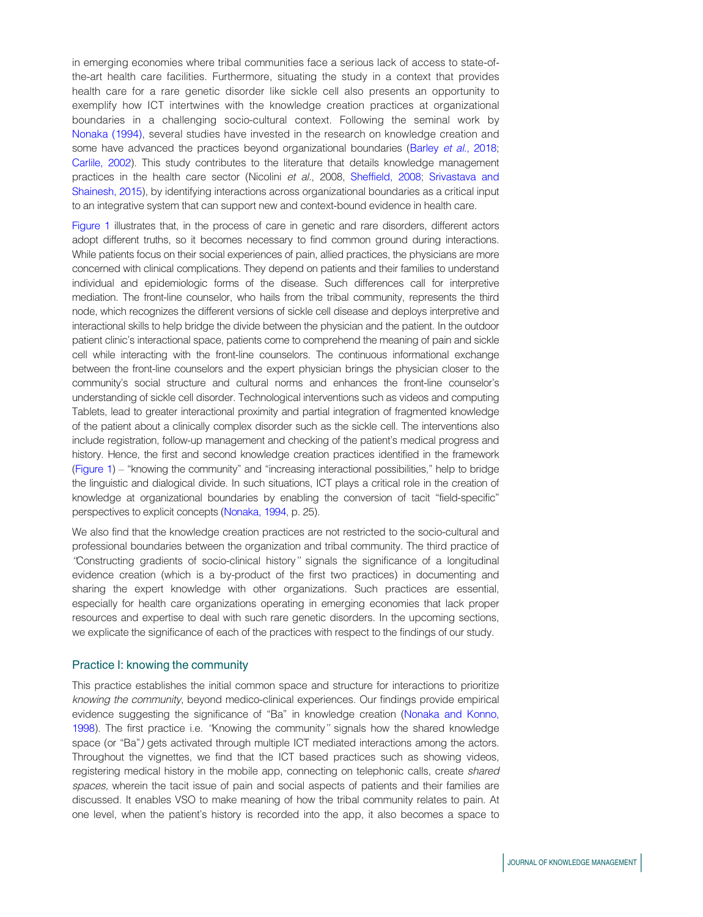in emerging economies where tribal communities face a serious lack of access to state-of-the-art health care facilities. Furthermore, situating the study in a context that provides health care for a rare genetic disorder like sickle cell also presents an opportunity to exemplify how ICT intertwines with the knowledge creation practices at organizational boundaries in a challenging socio-cultural context. Following the seminal work by Nonaka (1994), several studies have invested in the research on knowledge creation and some have advanced the practices beyond organizational boundaries (Barley *et al.*, 2018; Carlile, 2002). This study contributes to the literature that details knowledge management practices in the health care sector (Nicolini *et al.*, 2008, Sheffield, 2008; Srivastava and Shainesh, 2015), by identifying interactions across organizational boundaries as a critical input to an integrative system that can support new and context-bound evidence in health care.

Figure 1 illustrates that, in the process of care in genetic and rare disorders, different actors adopt different truths, so it becomes necessary to find common ground during interactions. While patients focus on their social experiences of pain, allied practices, the physicians are more concerned with clinical complications. They depend on patients and their families to understand individual and epidemiologic forms of the disease. Such differences call for interpretive mediation. The front-line counselor, who hails from the tribal community, represents the third node, which recognizes the different versions of sickle cell disease and deploys interpretive and interactional skills to help bridge the divide between the physician and the patient. In the outdoor patient clinic's interactional space, patients come to comprehend the meaning of pain and sickle cell while interacting with the front-line counselors. The continuous informational exchange between the front-line counselors and the expert physician brings the physician closer to the community's social structure and cultural norms and enhances the front-line counselor's understanding of sickle cell disorder. Technological interventions such as videos and computing Tablets, lead to greater interactional proximity and partial integration of fragmented knowledge of the patient about a clinically complex disorder such as the sickle cell. The interventions also include registration, follow-up management and checking of the patient's medical progress and history. Hence, the first and second knowledge creation practices identified in the framework (Figure 1) – "knowing the community" and "increasing interactional possibilities," help to bridge the linguistic and dialogical divide. In such situations, ICT plays a critical role in the creation of knowledge at organizational boundaries by enabling the conversion of tacit "field-specific" perspectives to explicit concepts (Nonaka, 1994, p. 25).

We also find that the knowledge creation practices are not restricted to the socio-cultural and professional boundaries between the organization and tribal community. The third practice of "Constructing gradients of socio-clinical history" signals the significance of a longitudinal evidence creation (which is a by-product of the first two practices) in documenting and sharing the expert knowledge with other organizations. Such practices are essential, especially for health care organizations operating in emerging economies that lack proper resources and expertise to deal with such rare genetic disorders. In the upcoming sections, we explicate the significance of each of the practices with respect to the findings of our study.

## Practice I: knowing the community

This practice establishes the initial common space and structure for interactions to prioritize *knowing the community*, beyond medico-clinical experiences. Our findings provide empirical evidence suggesting the significance of "Ba" in knowledge creation (Nonaka and Konno, 1998). The first practice i.e. "Knowing the community" signals how the shared knowledge space (or "Ba") gets activated through multiple ICT mediated interactions among the actors. Throughout the vignettes, we find that the ICT based practices such as showing videos, registering medical history in the mobile app, connecting on telephonic calls, create *shared spaces,* wherein the tacit issue of pain and social aspects of patients and their families are discussed. It enables VSO to make meaning of how the tribal community relates to pain. At one level, when the patient's history is recorded into the app, it also becomes a space to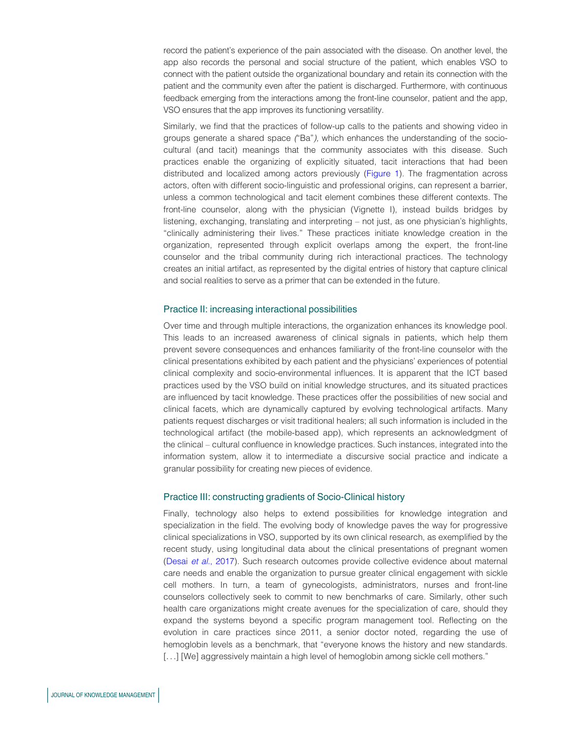record the patient's experience of the pain associated with the disease. On another level, the app also records the personal and social structure of the patient, which enables VSO to connect with the patient outside the organizational boundary and retain its connection with the patient and the community even after the patient is discharged. Furthermore, with continuous feedback emerging from the interactions among the front-line counselor, patient and the app, VSO ensures that the app improves its functioning versatility.

Similarly, we find that the practices of follow-up calls to the patients and showing video in groups generate a shared space *(*"Ba"*),* which enhances the understanding of the socio-cultural (and tacit) meanings that the community associates with this disease. Such practices enable the organizing of explicitly situated, tacit interactions that had been distributed and localized among actors previously (Figure 1). The fragmentation across actors, often with different socio-linguistic and professional origins, can represent a barrier, unless a common technological and tacit element combines these different contexts. The front-line counselor, along with the physician (Vignette I), instead builds bridges by listening, exchanging, translating and interpreting – not just, as one physician's highlights, "clinically administering their lives." These practices initiate knowledge creation in the organization, represented through explicit overlaps among the expert, the front-line counselor and the tribal community during rich interactional practices. The technology creates an initial artifact, as represented by the digital entries of history that capture clinical and social realities to serve as a primer that can be extended in the future.

### Practice II: increasing interactional possibilities

Over time and through multiple interactions, the organization enhances its knowledge pool. This leads to an increased awareness of clinical signals in patients, which help them prevent severe consequences and enhances familiarity of the front-line counselor with the clinical presentations exhibited by each patient and the physicians' experiences of potential clinical complexity and socio-environmental influences. It is apparent that the ICT based practices used by the VSO build on initial knowledge structures, and its situated practices are influenced by tacit knowledge. These practices offer the possibilities of new social and clinical facets, which are dynamically captured by evolving technological artifacts. Many patients request discharges or visit traditional healers; all such information is included in the technological artifact (the mobile-based app), which represents an acknowledgment of the clinical – cultural confluence in knowledge practices. Such instances, integrated into the information system, allow it to intermediate a discursive social practice and indicate a granular possibility for creating new pieces of evidence.

### Practice III: constructing gradients of Socio-Clinical history

Finally, technology also helps to extend possibilities for knowledge integration and specialization in the field. The evolving body of knowledge paves the way for progressive clinical specializations in VSO, supported by its own clinical research, as exemplified by the recent study, using longitudinal data about the clinical presentations of pregnant women (Desai *et al.*, 2017). Such research outcomes provide collective evidence about maternal care needs and enable the organization to pursue greater clinical engagement with sickle cell mothers. In turn, a team of gynecologists, administrators, nurses and front-line counselors collectively seek to commit to new benchmarks of care. Similarly, other such health care organizations might create avenues for the specialization of care, should they expand the systems beyond a specific program management tool. Reflecting on the evolution in care practices since 2011, a senior doctor noted, regarding the use of hemoglobin levels as a benchmark, that "everyone knows the history and new standards. [. . .] [We] aggressively maintain a high level of hemoglobin among sickle cell mothers."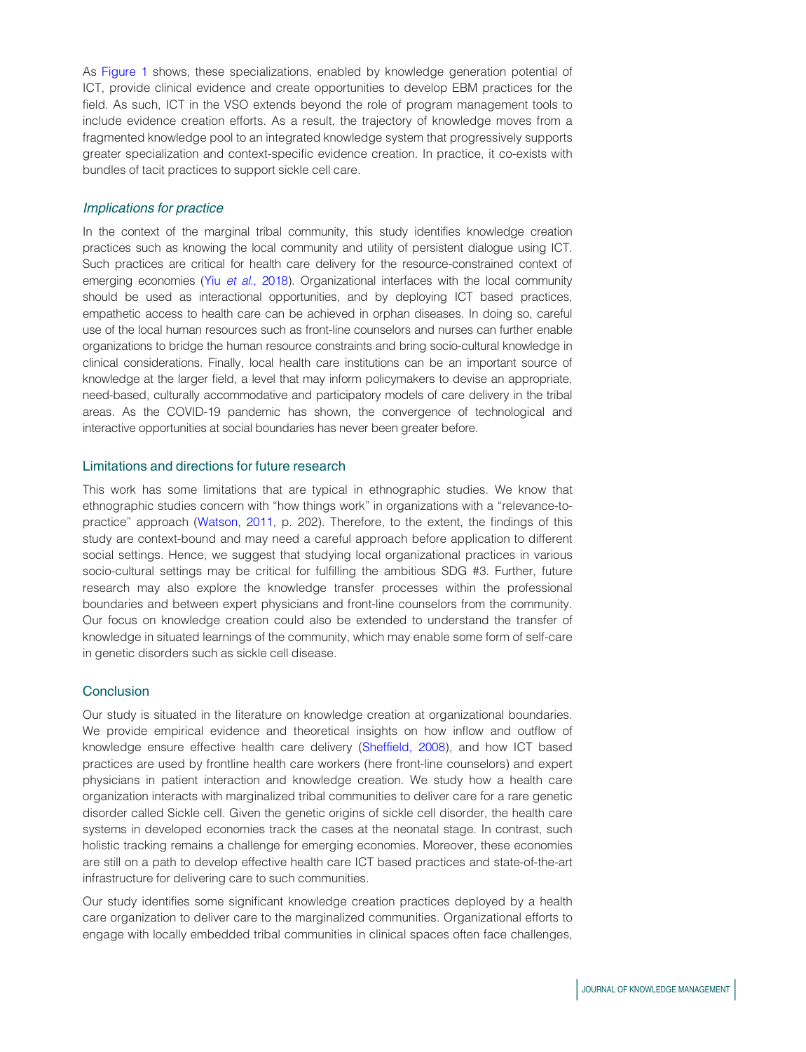As Figure 1 shows, these specializations, enabled by knowledge generation potential of ICT, provide clinical evidence and create opportunities to develop EBM practices for the field. As such, ICT in the VSO extends beyond the role of program management tools to include evidence creation efforts. As a result, the trajectory of knowledge moves from a fragmented knowledge pool to an integrated knowledge system that progressively supports greater specialization and context-specific evidence creation. In practice, it co-exists with bundles of tacit practices to support sickle cell care.

### *Implications for practice*

In the context of the marginal tribal community, this study identifies knowledge creation practices such as knowing the local community and utility of persistent dialogue using ICT. Such practices are critical for health care delivery for the resource-constrained context of emerging economies (Yiu *et al.*, 2018). Organizational interfaces with the local community should be used as interactional opportunities, and by deploying ICT based practices, empathetic access to health care can be achieved in orphan diseases. In doing so, careful use of the local human resources such as front-line counselors and nurses can further enable organizations to bridge the human resource constraints and bring socio-cultural knowledge in clinical considerations. Finally, local health care institutions can be an important source of knowledge at the larger field, a level that may inform policymakers to devise an appropriate, need-based, culturally accommodative and participatory models of care delivery in the tribal areas. As the COVID-19 pandemic has shown, the convergence of technological and interactive opportunities at social boundaries has never been greater before.

## Limitations and directions for future research

This work has some limitations that are typical in ethnographic studies. We know that ethnographic studies concern with "how things work" in organizations with a "relevance-to-practice" approach (Watson, 2011, p. 202). Therefore, to the extent, the findings of this study are context-bound and may need a careful approach before application to different social settings. Hence, we suggest that studying local organizational practices in various socio-cultural settings may be critical for fulfilling the ambitious SDG #3. Further, future research may also explore the knowledge transfer processes within the professional boundaries and between expert physicians and front-line counselors from the community. Our focus on knowledge creation could also be extended to understand the transfer of knowledge in situated learnings of the community, which may enable some form of self-care in genetic disorders such as sickle cell disease.

## Conclusion

Our study is situated in the literature on knowledge creation at organizational boundaries. We provide empirical evidence and theoretical insights on how inflow and outflow of knowledge ensure effective health care delivery (Sheffield, 2008), and how ICT based practices are used by frontline health care workers (here front-line counselors) and expert physicians in patient interaction and knowledge creation. We study how a health care organization interacts with marginalized tribal communities to deliver care for a rare genetic disorder called Sickle cell. Given the genetic origins of sickle cell disorder, the health care systems in developed economies track the cases at the neonatal stage. In contrast, such holistic tracking remains a challenge for emerging economies. Moreover, these economies are still on a path to develop effective health care ICT based practices and state-of-the-art infrastructure for delivering care to such communities.

Our study identifies some significant knowledge creation practices deployed by a health care organization to deliver care to the marginalized communities. Organizational efforts to engage with locally embedded tribal communities in clinical spaces often face challenges,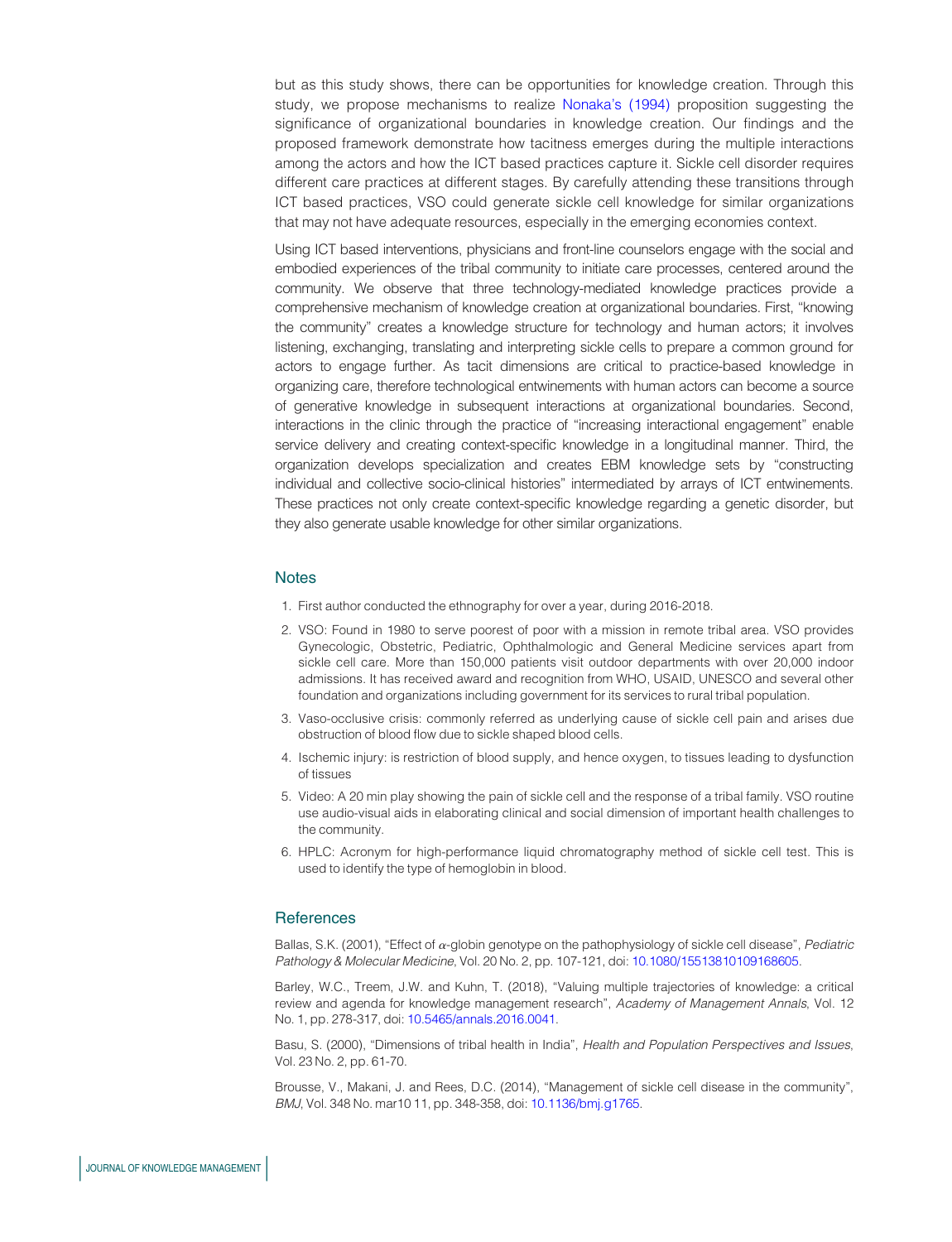but as this study shows, there can be opportunities for knowledge creation. Through this study, we propose mechanisms to realize Nonaka's (1994) proposition suggesting the significance of organizational boundaries in knowledge creation. Our findings and the proposed framework demonstrate how tacitness emerges during the multiple interactions among the actors and how the ICT based practices capture it. Sickle cell disorder requires different care practices at different stages. By carefully attending these transitions through ICT based practices, VSO could generate sickle cell knowledge for similar organizations that may not have adequate resources, especially in the emerging economies context.

Using ICT based interventions, physicians and front-line counselors engage with the social and embodied experiences of the tribal community to initiate care processes, centered around the community. We observe that three technology-mediated knowledge practices provide a comprehensive mechanism of knowledge creation at organizational boundaries. First, "knowing the community" creates a knowledge structure for technology and human actors; it involves listening, exchanging, translating and interpreting sickle cells to prepare a common ground for actors to engage further. As tacit dimensions are critical to practice-based knowledge in organizing care, therefore technological entwinements with human actors can become a source of generative knowledge in subsequent interactions at organizational boundaries. Second, interactions in the clinic through the practice of "increasing interactional engagement" enable service delivery and creating context-specific knowledge in a longitudinal manner. Third, the organization develops specialization and creates EBM knowledge sets by "constructing individual and collective socio-clinical histories" intermediated by arrays of ICT entwinements. These practices not only create context-specific knowledge regarding a genetic disorder, but they also generate usable knowledge for other similar organizations.

## Notes

1. First author conducted the ethnography for over a year, during 2016-2018.
2. VSO: Found in 1980 to serve poorest of poor with a mission in remote tribal area. VSO provides Gynecologic, Obstetric, Pediatric, Ophthalmologic and General Medicine services apart from sickle cell care. More than 150,000 patients visit outdoor departments with over 20,000 indoor admissions. It has received award and recognition from WHO, USAID, UNESCO and several other foundation and organizations including government for its services to rural tribal population.
3. Vaso-occlusive crisis: commonly referred as underlying cause of sickle cell pain and arises due obstruction of blood flow due to sickle shaped blood cells.
4. Ischemic injury: is restriction of blood supply, and hence oxygen, to tissues leading to dysfunction of tissues
5. Video: A 20 min play showing the pain of sickle cell and the response of a tribal family. VSO routine use audio-visual aids in elaborating clinical and social dimension of important health challenges to the community.
6. HPLC: Acronym for high-performance liquid chromatography method of sickle cell test. This is used to identify the type of hemoglobin in blood.

## References

Ballas, S.K. (2001), "Effect of $\alpha$-globin genotype on the pathophysiology of sickle cell disease", *Pediatric Pathology & Molecular Medicine*, Vol. 20 No. 2, pp. 107-121, doi: 10.1080/15513810109168605.

Barley, W.C., Treem, J.W. and Kuhn, T. (2018), "Valuing multiple trajectories of knowledge: a critical review and agenda for knowledge management research", *Academy of Management Annals*, Vol. 12 No. 1, pp. 278-317, doi: 10.5465/annals.2016.0041.

Basu, S. (2000), "Dimensions of tribal health in India", *Health and Population Perspectives and Issues*, Vol. 23 No. 2, pp. 61-70.

Brousse, V., Makani, J. and Rees, D.C. (2014), "Management of sickle cell disease in the community", *BMJ*, Vol. 348 No. mar10 11, pp. 348-358, doi: 10.1136/bmj.g1765.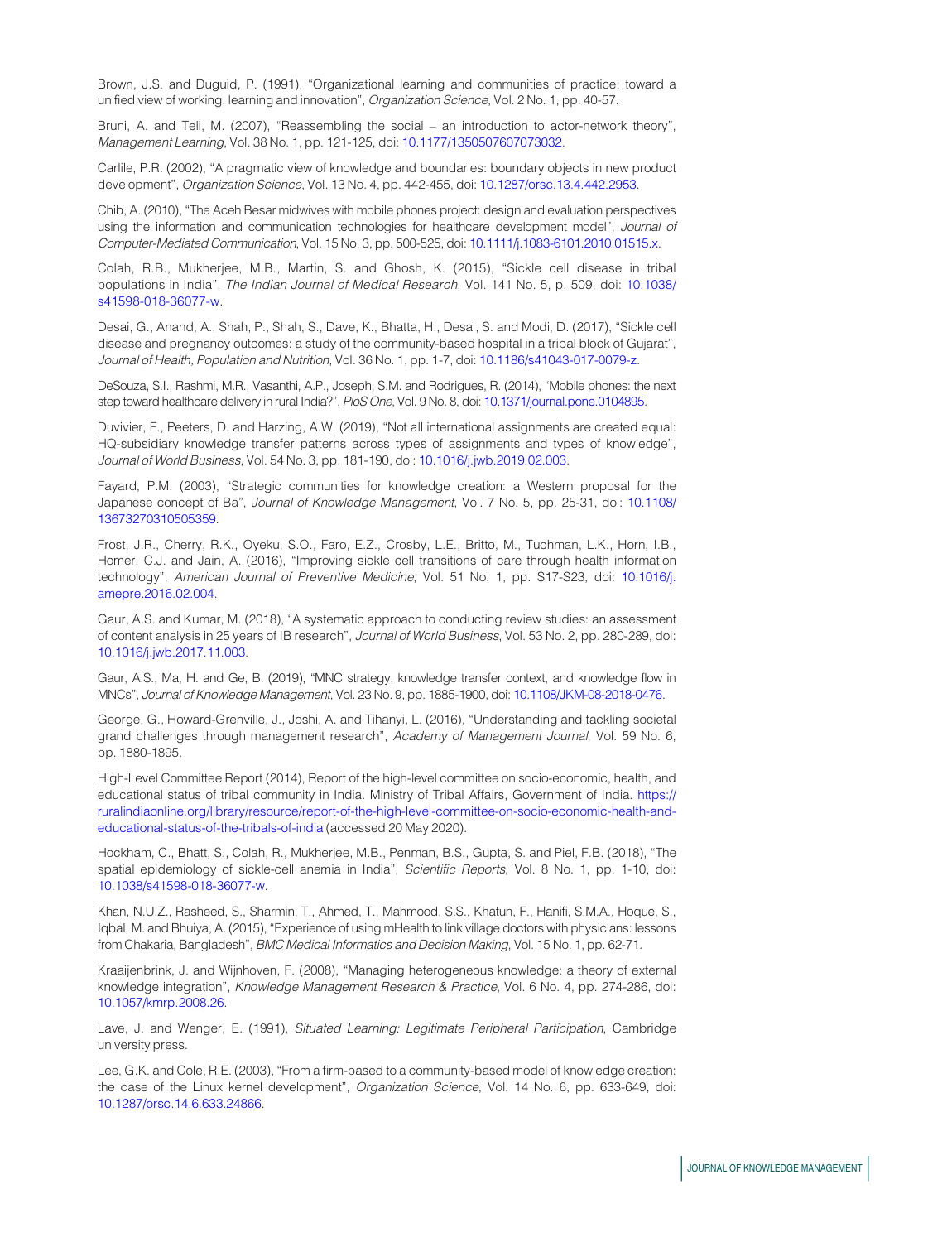Brown, J.S. and Duguid, P. (1991), "Organizational learning and communities of practice: toward a unified view of working, learning and innovation", *Organization Science*, Vol. 2 No. 1, pp. 40-57.

Bruni, A. and Teli, M. (2007), "Reassembling the social – an introduction to actor-network theory", *Management Learning*, Vol. 38 No. 1, pp. 121-125, doi: 10.1177/1350507607073032.

Carlile, P.R. (2002), "A pragmatic view of knowledge and boundaries: boundary objects in new product development", *Organization Science*, Vol. 13 No. 4, pp. 442-455, doi: 10.1287/orsc.13.4.442.2953.

Chib, A. (2010), "The Aceh Besar midwives with mobile phones project: design and evaluation perspectives using the information and communication technologies for healthcare development model", *Journal of Computer-Mediated Communication*, Vol. 15 No. 3, pp. 500-525, doi: 10.1111/j.1083-6101.2010.01515.x.

Colah, R.B., Mukherjee, M.B., Martin, S. and Ghosh, K. (2015), "Sickle cell disease in tribal populations in India", *The Indian Journal of Medical Research*, Vol. 141 No. 5, p. 509, doi: 10.1038/s41598-018-36077-w.

Desai, G., Anand, A., Shah, P., Shah, S., Dave, K., Bhatta, H., Desai, S. and Modi, D. (2017), "Sickle cell disease and pregnancy outcomes: a study of the community-based hospital in a tribal block of Gujarat", *Journal of Health, Population and Nutrition*, Vol. 36 No. 1, pp. 1-7, doi: 10.1186/s41043-017-0079-z.

DeSouza, S.I., Rashmi, M.R., Vasanthi, A.P., Joseph, S.M. and Rodrigues, R. (2014), "Mobile phones: the next step toward healthcare delivery in rural India?", *PloS One*, Vol. 9 No. 8, doi: 10.1371/journal.pone.0104895.

Duvivier, F., Peeters, D. and Harzing, A.W. (2019), "Not all international assignments are created equal: HQ-subsidiary knowledge transfer patterns across types of assignments and types of knowledge", *Journal of World Business*, Vol. 54 No. 3, pp. 181-190, doi: 10.1016/j.jwb.2019.02.003.

Fayard, P.M. (2003), "Strategic communities for knowledge creation: a Western proposal for the Japanese concept of Ba", *Journal of Knowledge Management*, Vol. 7 No. 5, pp. 25-31, doi: 10.1108/13673270310505359.

Frost, J.R., Cherry, R.K., Oyeku, S.O., Faro, E.Z., Crosby, L.E., Britto, M., Tuchman, L.K., Horn, I.B., Homer, C.J. and Jain, A. (2016), "Improving sickle cell transitions of care through health information technology", *American Journal of Preventive Medicine*, Vol. 51 No. 1, pp. S17-S23, doi: 10.1016/j.amepre.2016.02.004.

Gaur, A.S. and Kumar, M. (2018), "A systematic approach to conducting review studies: an assessment of content analysis in 25 years of IB research", *Journal of World Business*, Vol. 53 No. 2, pp. 280-289, doi: 10.1016/j.jwb.2017.11.003.

Gaur, A.S., Ma, H. and Ge, B. (2019), "MNC strategy, knowledge transfer context, and knowledge flow in MNCs", *Journal of Knowledge Management*, Vol. 23 No. 9, pp. 1885-1900, doi: 10.1108/JKM-08-2018-0476.

George, G., Howard-Grenville, J., Joshi, A. and Tihanyi, L. (2016), "Understanding and tackling societal grand challenges through management research", *Academy of Management Journal*, Vol. 59 No. 6, pp. 1880-1895.

High-Level Committee Report (2014), Report of the high-level committee on socio-economic, health, and educational status of tribal community in India. Ministry of Tribal Affairs, Government of India. https://ruralindiaonline.org/library/resource/report-of-the-high-level-committee-on-socio-economic-health-and-educational-status-of-the-tribals-of-india (accessed 20 May 2020).

Hockham, C., Bhatt, S., Colah, R., Mukherjee, M.B., Penman, B.S., Gupta, S. and Piel, F.B. (2018), "The spatial epidemiology of sickle-cell anemia in India", *Scientific Reports*, Vol. 8 No. 1, pp. 1-10, doi: 10.1038/s41598-018-36077-w.

Khan, N.U.Z., Rasheed, S., Sharmin, T., Ahmed, T., Mahmood, S.S., Khatun, F., Hanifi, S.M.A., Hoque, S., Iqbal, M. and Bhuiya, A. (2015), "Experience of using mHealth to link village doctors with physicians: lessons from Chakaria, Bangladesh", *BMC Medical Informatics and Decision Making*, Vol. 15 No. 1, pp. 62-71.

Kraaijenbrink, J. and Wijnhoven, F. (2008), "Managing heterogeneous knowledge: a theory of external knowledge integration", *Knowledge Management Research & Practice*, Vol. 6 No. 4, pp. 274-286, doi: 10.1057/kmrp.2008.26.

Lave, J. and Wenger, E. (1991), *Situated Learning: Legitimate Peripheral Participation*, Cambridge university press.

Lee, G.K. and Cole, R.E. (2003), "From a firm-based to a community-based model of knowledge creation: the case of the Linux kernel development", *Organization Science*, Vol. 14 No. 6, pp. 633-649, doi: 10.1287/orsc.14.6.633.24866.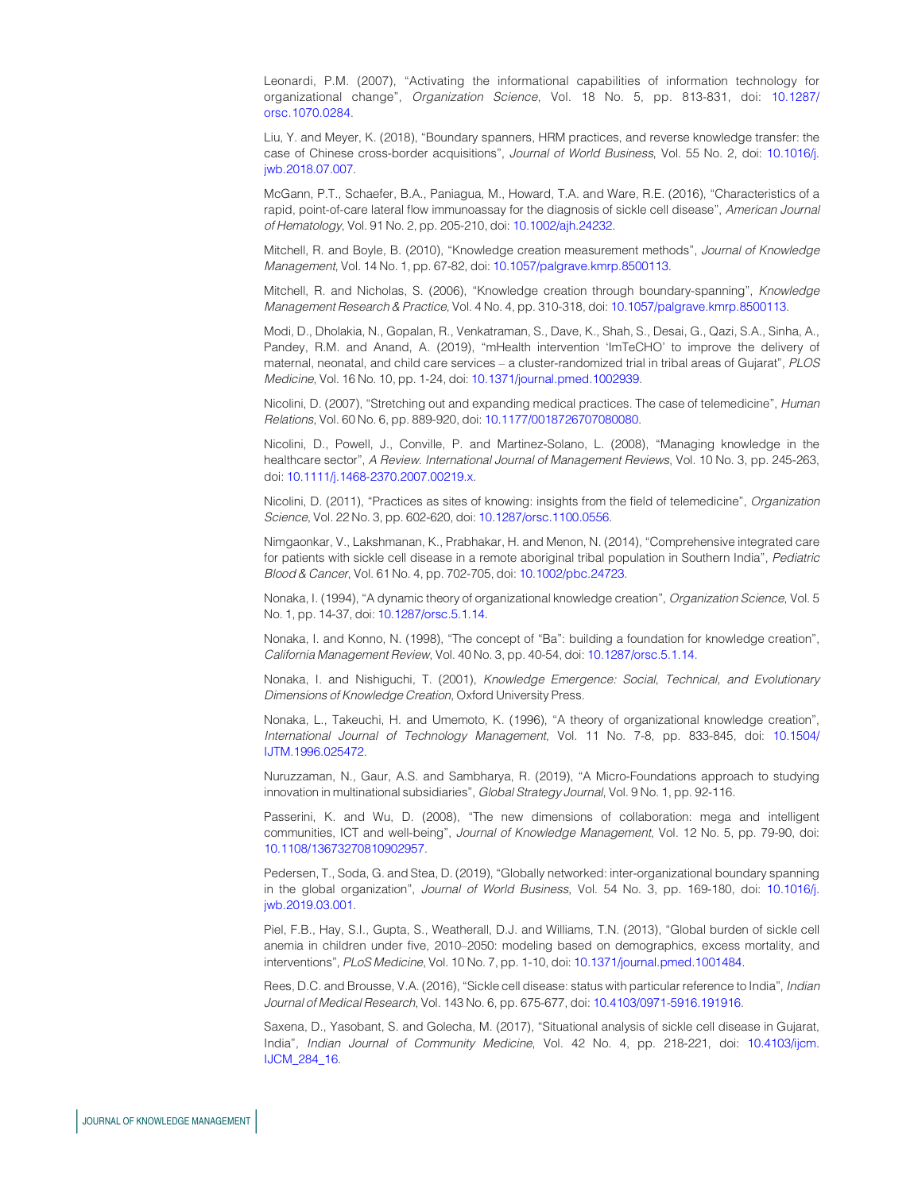Leonardi, P.M. (2007), "Activating the informational capabilities of information technology for organizational change", *Organization Science*, Vol. 18 No. 5, pp. 813-831, doi: 10.1287/orsc.1070.0284.

Liu, Y. and Meyer, K. (2018), "Boundary spanners, HRM practices, and reverse knowledge transfer: the case of Chinese cross-border acquisitions", *Journal of World Business*, Vol. 55 No. 2, doi: 10.1016/j.jwb.2018.07.007.

McGann, P.T., Schaefer, B.A., Paniagua, M., Howard, T.A. and Ware, R.E. (2016), "Characteristics of a rapid, point-of-care lateral flow immunoassay for the diagnosis of sickle cell disease", *American Journal of Hematology*, Vol. 91 No. 2, pp. 205-210, doi: 10.1002/ajh.24232.

Mitchell, R. and Boyle, B. (2010), "Knowledge creation measurement methods", *Journal of Knowledge Management*, Vol. 14 No. 1, pp. 67-82, doi: 10.1057/palgrave.kmrp.8500113.

Mitchell, R. and Nicholas, S. (2006), "Knowledge creation through boundary-spanning", *Knowledge Management Research & Practice*, Vol. 4 No. 4, pp. 310-318, doi: 10.1057/palgrave.kmrp.8500113.

Modi, D., Dholakia, N., Gopalan, R., Venkatraman, S., Dave, K., Shah, S., Desai, G., Qazi, S.A., Sinha, A., Pandey, R.M. and Anand, A. (2019), "mHealth intervention 'ImTeCHO' to improve the delivery of maternal, neonatal, and child care services – a cluster-randomized trial in tribal areas of Gujarat", *PLOS Medicine*, Vol. 16 No. 10, pp. 1-24, doi: 10.1371/journal.pmed.1002939.

Nicolini, D. (2007), "Stretching out and expanding medical practices. The case of telemedicine", *Human Relations*, Vol. 60 No. 6, pp. 889-920, doi: 10.1177/0018726707080080.

Nicolini, D., Powell, J., Conville, P. and Martinez-Solano, L. (2008), "Managing knowledge in the healthcare sector", *A Review. International Journal of Management Reviews*, Vol. 10 No. 3, pp. 245-263, doi: 10.1111/j.1468-2370.2007.00219.x.

Nicolini, D. (2011), "Practices as sites of knowing: insights from the field of telemedicine", *Organization Science*, Vol. 22 No. 3, pp. 602-620, doi: 10.1287/orsc.1100.0556.

Nimgaonkar, V., Lakshmanan, K., Prabhakar, H. and Menon, N. (2014), "Comprehensive integrated care for patients with sickle cell disease in a remote aboriginal tribal population in Southern India", *Pediatric Blood & Cancer*, Vol. 61 No. 4, pp. 702-705, doi: 10.1002/pbc.24723.

Nonaka, I. (1994), "A dynamic theory of organizational knowledge creation", *Organization Science*, Vol. 5 No. 1, pp. 14-37, doi: 10.1287/orsc.5.1.14.

Nonaka, I. and Konno, N. (1998), "The concept of "Ba": building a foundation for knowledge creation", *California Management Review*, Vol. 40 No. 3, pp. 40-54, doi: 10.1287/orsc.5.1.14.

Nonaka, I. and Nishiguchi, T. (2001), *Knowledge Emergence: Social, Technical, and Evolutionary Dimensions of Knowledge Creation*, Oxford University Press.

Nonaka, L., Takeuchi, H. and Umemoto, K. (1996), "A theory of organizational knowledge creation", *International Journal of Technology Management*, Vol. 11 No. 7-8, pp. 833-845, doi: 10.1504/IJTM.1996.025472.

Nuruzzaman, N., Gaur, A.S. and Sambharya, R. (2019), "A Micro-Foundations approach to studying innovation in multinational subsidiaries", *Global Strategy Journal*, Vol. 9 No. 1, pp. 92-116.

Passerini, K. and Wu, D. (2008), "The new dimensions of collaboration: mega and intelligent communities, ICT and well-being", *Journal of Knowledge Management*, Vol. 12 No. 5, pp. 79-90, doi: 10.1108/13673270810902957.

Pedersen, T., Soda, G. and Stea, D. (2019), "Globally networked: inter-organizational boundary spanning in the global organization", *Journal of World Business*, Vol. 54 No. 3, pp. 169-180, doi: 10.1016/j.jwb.2019.03.001.

Piel, F.B., Hay, S.I., Gupta, S., Weatherall, D.J. and Williams, T.N. (2013), "Global burden of sickle cell anemia in children under five, 2010–2050: modeling based on demographics, excess mortality, and interventions", *PLoS Medicine*, Vol. 10 No. 7, pp. 1-10, doi: 10.1371/journal.pmed.1001484.

Rees, D.C. and Brousse, V.A. (2016), "Sickle cell disease: status with particular reference to India", *Indian Journal of Medical Research*, Vol. 143 No. 6, pp. 675-677, doi: 10.4103/0971-5916.191916.

Saxena, D., Yasobant, S. and Golecha, M. (2017), "Situational analysis of sickle cell disease in Gujarat, India", *Indian Journal of Community Medicine*, Vol. 42 No. 4, pp. 218-221, doi: 10.4103/ijcm.IJCM_284_16.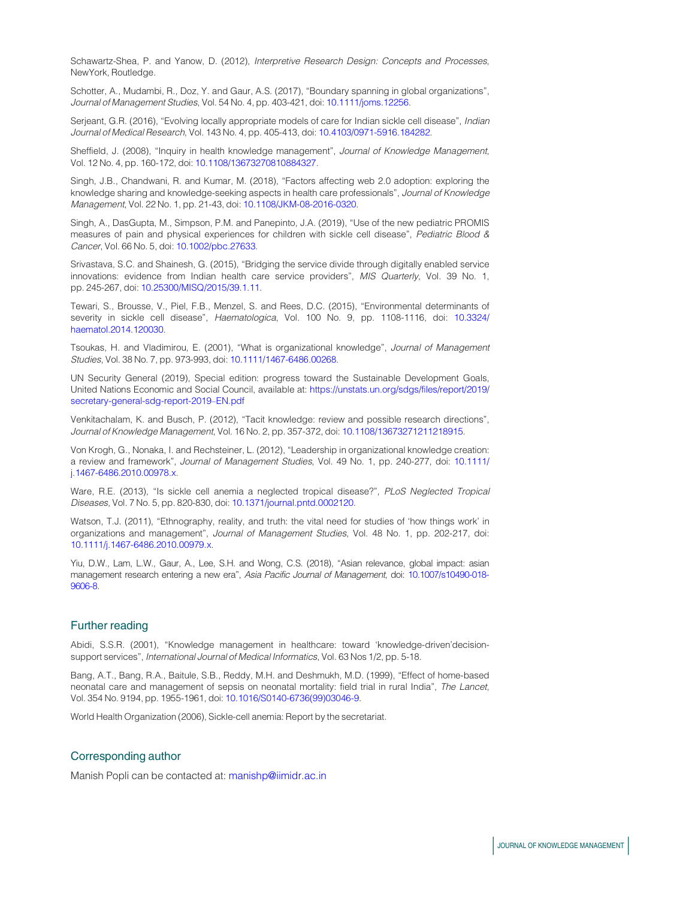Schawartz-Shea, P. and Yanow, D. (2012), *Interpretive Research Design: Concepts and Processes*, NewYork, Routledge.

Schotter, A., Mudambi, R., Doz, Y. and Gaur, A.S. (2017), "Boundary spanning in global organizations", *Journal of Management Studies*, Vol. 54 No. 4, pp. 403-421, doi: 10.1111/joms.12256.

Serjeant, G.R. (2016), "Evolving locally appropriate models of care for Indian sickle cell disease", *Indian Journal of Medical Research*, Vol. 143 No. 4, pp. 405-413, doi: 10.4103/0971-5916.184282.

Sheffield, J. (2008), "Inquiry in health knowledge management", *Journal of Knowledge Management*, Vol. 12 No. 4, pp. 160-172, doi: 10.1108/13673270810884327.

Singh, J.B., Chandwani, R. and Kumar, M. (2018), "Factors affecting web 2.0 adoption: exploring the knowledge sharing and knowledge-seeking aspects in health care professionals", *Journal of Knowledge Management*, Vol. 22 No. 1, pp. 21-43, doi: 10.1108/JKM-08-2016-0320.

Singh, A., DasGupta, M., Simpson, P.M. and Panepinto, J.A. (2019), "Use of the new pediatric PROMIS measures of pain and physical experiences for children with sickle cell disease", *Pediatric Blood & Cancer*, Vol. 66 No. 5, doi: 10.1002/pbc.27633.

Srivastava, S.C. and Shainesh, G. (2015), "Bridging the service divide through digitally enabled service innovations: evidence from Indian health care service providers", *MIS Quarterly*, Vol. 39 No. 1, pp. 245-267, doi: 10.25300/MISQ/2015/39.1.11.

Tewari, S., Brousse, V., Piel, F.B., Menzel, S. and Rees, D.C. (2015), "Environmental determinants of severity in sickle cell disease", *Haematologica*, Vol. 100 No. 9, pp. 1108-1116, doi: 10.3324/haematol.2014.120030.

Tsoukas, H. and Vladimirou, E. (2001), "What is organizational knowledge", *Journal of Management Studies*, Vol. 38 No. 7, pp. 973-993, doi: 10.1111/1467-6486.00268.

UN Security General (2019), Special edition: progress toward the Sustainable Development Goals, United Nations Economic and Social Council, available at: https://unstats.un.org/sdgs/files/report/2019/secretary-general-sdg-report-2019–EN.pdf

Venkitachalam, K. and Busch, P. (2012), "Tacit knowledge: review and possible research directions", *Journal of Knowledge Management*, Vol. 16 No. 2, pp. 357-372, doi: 10.1108/13673271211218915.

Von Krogh, G., Nonaka, I. and Rechsteiner, L. (2012), "Leadership in organizational knowledge creation: a review and framework", *Journal of Management Studies*, Vol. 49 No. 1, pp. 240-277, doi: 10.1111/j.1467-6486.2010.00978.x.

Ware, R.E. (2013), "Is sickle cell anemia a neglected tropical disease?", *PLoS Neglected Tropical Diseases*, Vol. 7 No. 5, pp. 820-830, doi: 10.1371/journal.pntd.0002120.

Watson, T.J. (2011), "Ethnography, reality, and truth: the vital need for studies of 'how things work' in organizations and management", *Journal of Management Studies*, Vol. 48 No. 1, pp. 202-217, doi: 10.1111/j.1467-6486.2010.00979.x.

Yiu, D.W., Lam, L.W., Gaur, A., Lee, S.H. and Wong, C.S. (2018), "Asian relevance, global impact: asian management research entering a new era", *Asia Pacific Journal of Management*, doi: 10.1007/s10490-018-9606-8.

## Further reading

Abidi, S.S.R. (2001), "Knowledge management in healthcare: toward 'knowledge-driven'decision-support services", *International Journal of Medical Informatics*, Vol. 63 Nos 1/2, pp. 5-18.

Bang, A.T., Bang, R.A., Baitule, S.B., Reddy, M.H. and Deshmukh, M.D. (1999), "Effect of home-based neonatal care and management of sepsis on neonatal mortality: field trial in rural India", *The Lancet*, Vol. 354 No. 9194, pp. 1955-1961, doi: 10.1016/S0140-6736(99)03046-9.

World Health Organization (2006), Sickle-cell anemia: Report by the secretariat.

## Corresponding author

Manish Popli can be contacted at: manishp@iimidr.ac.in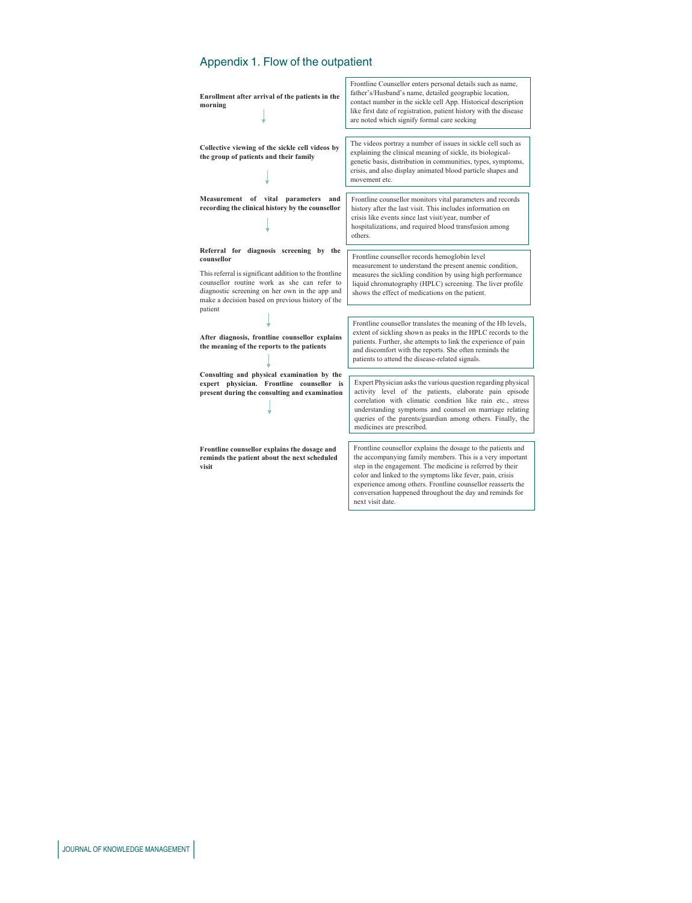## Appendix 1. Flow of the outpatient

| Step | Description |
|---|---|
| **Enrollment after arrival of the patients in the morning** | Frontline Counsellor enters personal details such as name, father's/Husband's name, detailed geographic location, contact number in the sickle cell App. Historical description like first date of registration, patient history with the disease are noted which signify formal care seeking |
| **Collective viewing of the sickle cell videos by the group of patients and their family** | The videos portray a number of issues in sickle cell such as explaining the clinical meaning of sickle, its biological-genetic basis, distribution in communities, types, symptoms, crisis, and also display animated blood particle shapes and movement etc. |
| **Measurement of vital parameters and recording the clinical history by the counsellor** | Frontline counsellor monitors vital parameters and records history after the last visit. This includes information on crisis like events since last visit/year, number of hospitalizations, and required blood transfusion among others. |
| **Referral for diagnosis screening by the counsellor**<br><br>This referral is significant addition to the frontline counsellor routine work as she can refer to diagnostic screening on her own in the app and make a decision based on previous history of the patient | Frontline counsellor records hemoglobin level measurement to understand the present anemic condition, measures the sickling condition by using high performance liquid chromatography (HPLC) screening. The liver profile shows the effect of medications on the patient. |
| **After diagnosis, frontline counsellor explains the meaning of the reports to the patients** | Frontline counsellor translates the meaning of the Hb levels, extent of sickling shown as peaks in the HPLC records to the patients. Further, she attempts to link the experience of pain and discomfort with the reports. She often reminds the patients to attend the disease-related signals. |
| **Consulting and physical examination by the expert physician. Frontline counsellor is present during the consulting and examination** | Expert Physician asks the various question regarding physical activity level of the patients, elaborate pain episode correlation with climatic condition like rain etc., stress understanding symptoms and counsel on marriage relating queries of the parents/guardian among others. Finally, the medicines are prescribed. |
| **Frontline counsellor explains the dosage and reminds the patient about the next scheduled visit** | Frontline counsellor explains the dosage to the patients and the accompanying family members. This is a very important step in the engagement. The medicine is referred by their color and linked to the symptoms like fever, pain, crisis experience among others. Frontline counsellor reasserts the conversation happened throughout the day and reminds for next visit date. |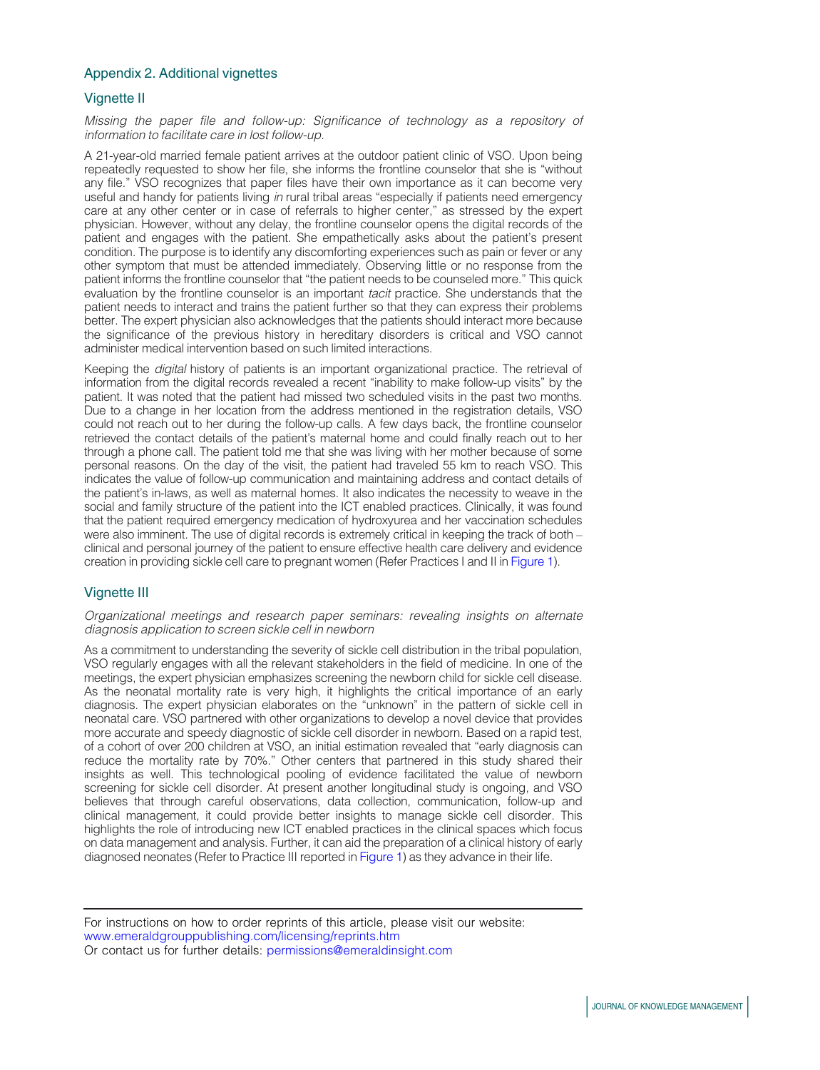## Appendix 2. Additional vignettes

### Vignette II

*Missing the paper file and follow-up: Significance of technology as a repository of information to facilitate care in lost follow-up.*

A 21-year-old married female patient arrives at the outdoor patient clinic of VSO. Upon being repeatedly requested to show her file, she informs the frontline counselor that she is "without any file." VSO recognizes that paper files have their own importance as it can become very useful and handy for patients living *in* rural tribal areas "especially if patients need emergency care at any other center or in case of referrals to higher center," as stressed by the expert physician. However, without any delay, the frontline counselor opens the digital records of the patient and engages with the patient. She empathetically asks about the patient's present condition. The purpose is to identify any discomforting experiences such as pain or fever or any other symptom that must be attended immediately. Observing little or no response from the patient informs the frontline counselor that "the patient needs to be counseled more." This quick evaluation by the frontline counselor is an important *tacit* practice. She understands that the patient needs to interact and trains the patient further so that they can express their problems better. The expert physician also acknowledges that the patients should interact more because the significance of the previous history in hereditary disorders is critical and VSO cannot administer medical intervention based on such limited interactions.

Keeping the *digital* history of patients is an important organizational practice. The retrieval of information from the digital records revealed a recent "inability to make follow-up visits" by the patient. It was noted that the patient had missed two scheduled visits in the past two months. Due to a change in her location from the address mentioned in the registration details, VSO could not reach out to her during the follow-up calls. A few days back, the frontline counselor retrieved the contact details of the patient's maternal home and could finally reach out to her through a phone call. The patient told me that she was living with her mother because of some personal reasons. On the day of the visit, the patient had traveled 55 km to reach VSO. This indicates the value of follow-up communication and maintaining address and contact details of the patient's in-laws, as well as maternal homes. It also indicates the necessity to weave in the social and family structure of the patient into the ICT enabled practices. Clinically, it was found that the patient required emergency medication of hydroxyurea and her vaccination schedules were also imminent. The use of digital records is extremely critical in keeping the track of both – clinical and personal journey of the patient to ensure effective health care delivery and evidence creation in providing sickle cell care to pregnant women (Refer Practices I and II in Figure 1).

### Vignette III

*Organizational meetings and research paper seminars: revealing insights on alternate diagnosis application to screen sickle cell in newborn*

As a commitment to understanding the severity of sickle cell distribution in the tribal population, VSO regularly engages with all the relevant stakeholders in the field of medicine. In one of the meetings, the expert physician emphasizes screening the newborn child for sickle cell disease. As the neonatal mortality rate is very high, it highlights the critical importance of an early diagnosis. The expert physician elaborates on the "unknown" in the pattern of sickle cell in neonatal care. VSO partnered with other organizations to develop a novel device that provides more accurate and speedy diagnostic of sickle cell disorder in newborn. Based on a rapid test, of a cohort of over 200 children at VSO, an initial estimation revealed that "early diagnosis can reduce the mortality rate by 70%." Other centers that partnered in this study shared their insights as well. This technological pooling of evidence facilitated the value of newborn screening for sickle cell disorder. At present another longitudinal study is ongoing, and VSO believes that through careful observations, data collection, communication, follow-up and clinical management, it could provide better insights to manage sickle cell disorder. This highlights the role of introducing new ICT enabled practices in the clinical spaces which focus on data management and analysis. Further, it can aid the preparation of a clinical history of early diagnosed neonates (Refer to Practice III reported in Figure 1) as they advance in their life.

For instructions on how to order reprints of this article, please visit our website:
www.emeraldgrouppublishing.com/licensing/reprints.htm
Or contact us for further details: permissions@emeraldinsight.com